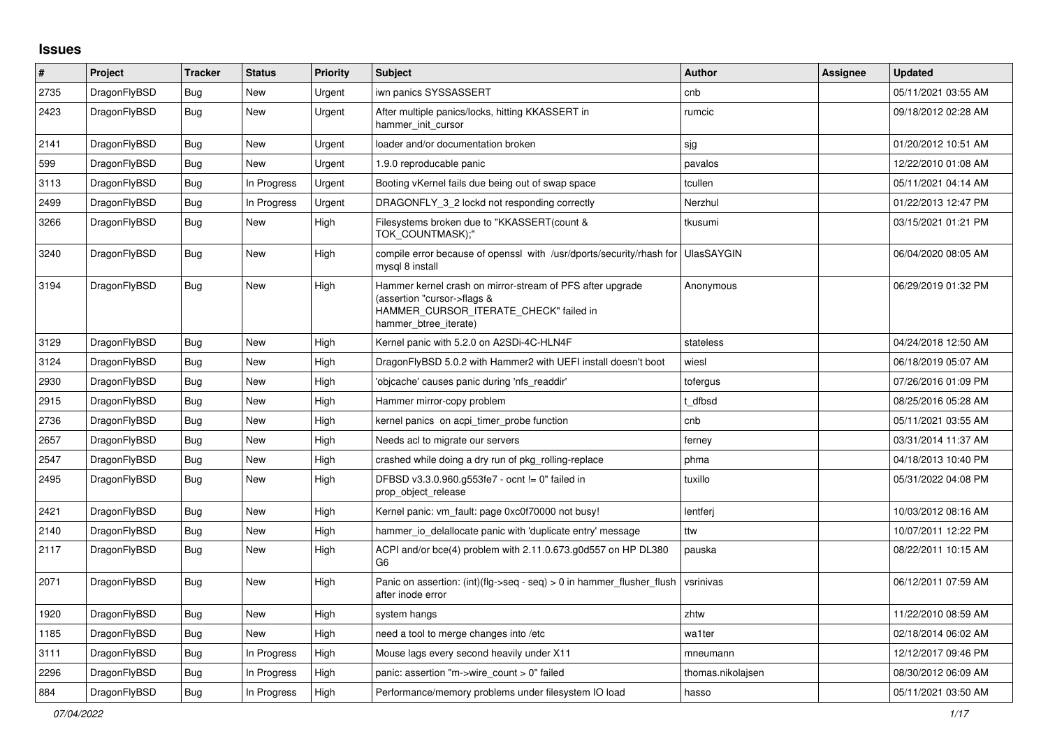# Issues

| # | Project | Tracker | Status | Priority | Subject | Author | Assignee | Updated |
|---|---|---|---|---|---|---|---|---|
| 2735 | DragonFlyBSD | Bug | New | Urgent | iwn panics SYSSASSERT | cnb | | 05/11/2021 03:55 AM |
| 2423 | DragonFlyBSD | Bug | New | Urgent | After multiple panics/locks, hitting KKASSERT in hammer_init_cursor | rumcic | | 09/18/2012 02:28 AM |
| 2141 | DragonFlyBSD | Bug | New | Urgent | loader and/or documentation broken | sjg | | 01/20/2012 10:51 AM |
| 599 | DragonFlyBSD | Bug | New | Urgent | 1.9.0 reproducable panic | pavalos | | 12/22/2010 01:08 AM |
| 3113 | DragonFlyBSD | Bug | In Progress | Urgent | Booting vKernel fails due being out of swap space | tcullen | | 05/11/2021 04:14 AM |
| 2499 | DragonFlyBSD | Bug | In Progress | Urgent | DRAGONFLY_3_2 lockd not responding correctly | Nerzhul | | 01/22/2013 12:47 PM |
| 3266 | DragonFlyBSD | Bug | New | High | Filesystems broken due to "KKASSERT(count & TOK_COUNTMASK);" | tkusumi | | 03/15/2021 01:21 PM |
| 3240 | DragonFlyBSD | Bug | New | High | compile error because of openssl with /usr/dports/security/rhash for mysql 8 install | UlasSAYGIN | | 06/04/2020 08:05 AM |
| 3194 | DragonFlyBSD | Bug | New | High | Hammer kernel crash on mirror-stream of PFS after upgrade (assertion "cursor->flags & HAMMER_CURSOR_ITERATE_CHECK" failed in hammer_btree_iterate) | Anonymous | | 06/29/2019 01:32 PM |
| 3129 | DragonFlyBSD | Bug | New | High | Kernel panic with 5.2.0 on A2SDi-4C-HLN4F | stateless | | 04/24/2018 12:50 AM |
| 3124 | DragonFlyBSD | Bug | New | High | DragonFlyBSD 5.0.2 with Hammer2 with UEFI install doesn't boot | wiesl | | 06/18/2019 05:07 AM |
| 2930 | DragonFlyBSD | Bug | New | High | 'objcache' causes panic during 'nfs_readdir' | tofergus | | 07/26/2016 01:09 PM |
| 2915 | DragonFlyBSD | Bug | New | High | Hammer mirror-copy problem | t_dfbsd | | 08/25/2016 05:28 AM |
| 2736 | DragonFlyBSD | Bug | New | High | kernel panics on acpi_timer_probe function | cnb | | 05/11/2021 03:55 AM |
| 2657 | DragonFlyBSD | Bug | New | High | Needs acl to migrate our servers | ferney | | 03/31/2014 11:37 AM |
| 2547 | DragonFlyBSD | Bug | New | High | crashed while doing a dry run of pkg_rolling-replace | phma | | 04/18/2013 10:40 PM |
| 2495 | DragonFlyBSD | Bug | New | High | DFBSD v3.3.0.960.g553fe7 - ocnt != 0" failed in prop_object_release | tuxillo | | 05/31/2022 04:08 PM |
| 2421 | DragonFlyBSD | Bug | New | High | Kernel panic: vm_fault: page 0xc0f70000 not busy! | lentferj | | 10/03/2012 08:16 AM |
| 2140 | DragonFlyBSD | Bug | New | High | hammer_io_delallocate panic with 'duplicate entry' message | ttw | | 10/07/2011 12:22 PM |
| 2117 | DragonFlyBSD | Bug | New | High | ACPI and/or bce(4) problem with 2.11.0.673.g0d557 on HP DL380 G6 | pauska | | 08/22/2011 10:15 AM |
| 2071 | DragonFlyBSD | Bug | New | High | Panic on assertion: (int)(flg->seq - seq) > 0 in hammer_flusher_flush after inode error | vsrinivas | | 06/12/2011 07:59 AM |
| 1920 | DragonFlyBSD | Bug | New | High | system hangs | zhtw | | 11/22/2010 08:59 AM |
| 1185 | DragonFlyBSD | Bug | New | High | need a tool to merge changes into /etc | wa1ter | | 02/18/2014 06:02 AM |
| 3111 | DragonFlyBSD | Bug | In Progress | High | Mouse lags every second heavily under X11 | mneumann | | 12/12/2017 09:46 PM |
| 2296 | DragonFlyBSD | Bug | In Progress | High | panic: assertion "m->wire_count > 0" failed | thomas.nikolajsen | | 08/30/2012 06:09 AM |
| 884 | DragonFlyBSD | Bug | In Progress | High | Performance/memory problems under filesystem IO load | hasso | | 05/11/2021 03:50 AM |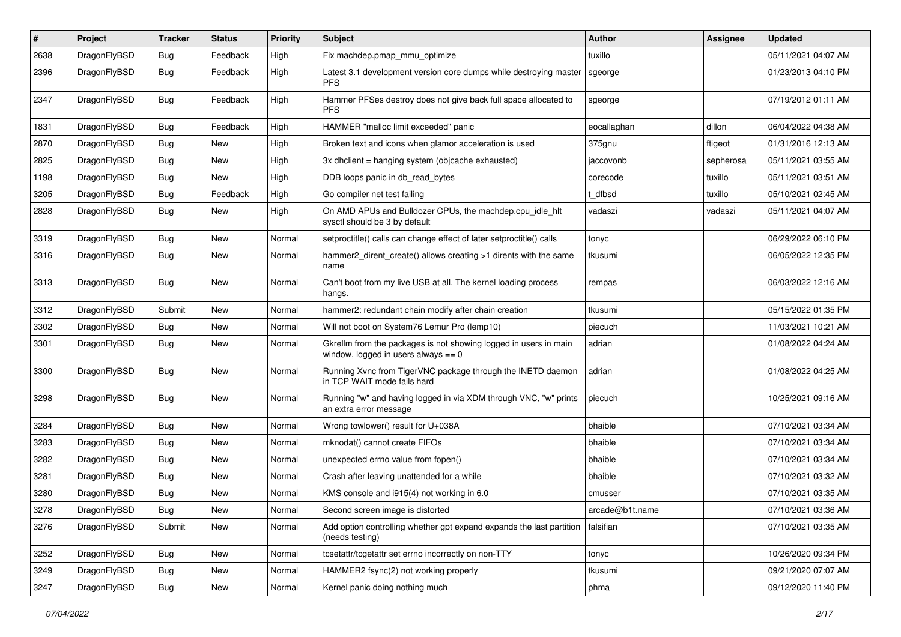| # | Project | Tracker | Status | Priority | Subject | Author | Assignee | Updated |
|---|---|---|---|---|---|---|---|---|
| 2638 | DragonFlyBSD | Bug | Feedback | High | Fix machdep.pmap_mmu_optimize | tuxillo | | 05/11/2021 04:07 AM |
| 2396 | DragonFlyBSD | Bug | Feedback | High | Latest 3.1 development version core dumps while destroying master PFS | sgeorge | | 01/23/2013 04:10 PM |
| 2347 | DragonFlyBSD | Bug | Feedback | High | Hammer PFSes destroy does not give back full space allocated to PFS | sgeorge | | 07/19/2012 01:11 AM |
| 1831 | DragonFlyBSD | Bug | Feedback | High | HAMMER "malloc limit exceeded" panic | eocallaghan | dillon | 06/04/2022 04:38 AM |
| 2870 | DragonFlyBSD | Bug | New | High | Broken text and icons when glamor acceleration is used | 375gnu | ftigeot | 01/31/2016 12:13 AM |
| 2825 | DragonFlyBSD | Bug | New | High | 3x dhclient = hanging system (objcache exhausted) | jaccovonb | sepherosa | 05/11/2021 03:55 AM |
| 1198 | DragonFlyBSD | Bug | New | High | DDB loops panic in db_read_bytes | corecode | tuxillo | 05/11/2021 03:51 AM |
| 3205 | DragonFlyBSD | Bug | Feedback | High | Go compiler net test failing | t_dfbsd | tuxillo | 05/10/2021 02:45 AM |
| 2828 | DragonFlyBSD | Bug | New | High | On AMD APUs and Bulldozer CPUs, the machdep.cpu_idle_hlt sysctl should be 3 by default | vadaszi | vadaszi | 05/11/2021 04:07 AM |
| 3319 | DragonFlyBSD | Bug | New | Normal | setproctitle() calls can change effect of later setproctitle() calls | tonyc | | 06/29/2022 06:10 PM |
| 3316 | DragonFlyBSD | Bug | New | Normal | hammer2_dirent_create() allows creating >1 dirents with the same name | tkusumi | | 06/05/2022 12:35 PM |
| 3313 | DragonFlyBSD | Bug | New | Normal | Can't boot from my live USB at all. The kernel loading process hangs. | rempas | | 06/03/2022 12:16 AM |
| 3312 | DragonFlyBSD | Submit | New | Normal | hammer2: redundant chain modify after chain creation | tkusumi | | 05/15/2022 01:35 PM |
| 3302 | DragonFlyBSD | Bug | New | Normal | Will not boot on System76 Lemur Pro (lemp10) | piecuch | | 11/03/2021 10:21 AM |
| 3301 | DragonFlyBSD | Bug | New | Normal | Gkrellm from the packages is not showing logged in users in main window, logged in users always == 0 | adrian | | 01/08/2022 04:24 AM |
| 3300 | DragonFlyBSD | Bug | New | Normal | Running Xvnc from TigerVNC package through the INETD daemon in TCP WAIT mode fails hard | adrian | | 01/08/2022 04:25 AM |
| 3298 | DragonFlyBSD | Bug | New | Normal | Running "w" and having logged in via XDM through VNC, "w" prints an extra error message | piecuch | | 10/25/2021 09:16 AM |
| 3284 | DragonFlyBSD | Bug | New | Normal | Wrong towlower() result for U+038A | bhaible | | 07/10/2021 03:34 AM |
| 3283 | DragonFlyBSD | Bug | New | Normal | mknodat() cannot create FIFOs | bhaible | | 07/10/2021 03:34 AM |
| 3282 | DragonFlyBSD | Bug | New | Normal | unexpected errno value from fopen() | bhaible | | 07/10/2021 03:34 AM |
| 3281 | DragonFlyBSD | Bug | New | Normal | Crash after leaving unattended for a while | bhaible | | 07/10/2021 03:32 AM |
| 3280 | DragonFlyBSD | Bug | New | Normal | KMS console and i915(4) not working in 6.0 | cmusser | | 07/10/2021 03:35 AM |
| 3278 | DragonFlyBSD | Bug | New | Normal | Second screen image is distorted | arcade@b1t.name | | 07/10/2021 03:36 AM |
| 3276 | DragonFlyBSD | Submit | New | Normal | Add option controlling whether gpt expand expands the last partition (needs testing) | falsifian | | 07/10/2021 03:35 AM |
| 3252 | DragonFlyBSD | Bug | New | Normal | tcsetattr/tcgetattr set errno incorrectly on non-TTY | tonyc | | 10/26/2020 09:34 PM |
| 3249 | DragonFlyBSD | Bug | New | Normal | HAMMER2 fsync(2) not working properly | tkusumi | | 09/21/2020 07:07 AM |
| 3247 | DragonFlyBSD | Bug | New | Normal | Kernel panic doing nothing much | phma | | 09/12/2020 11:40 PM |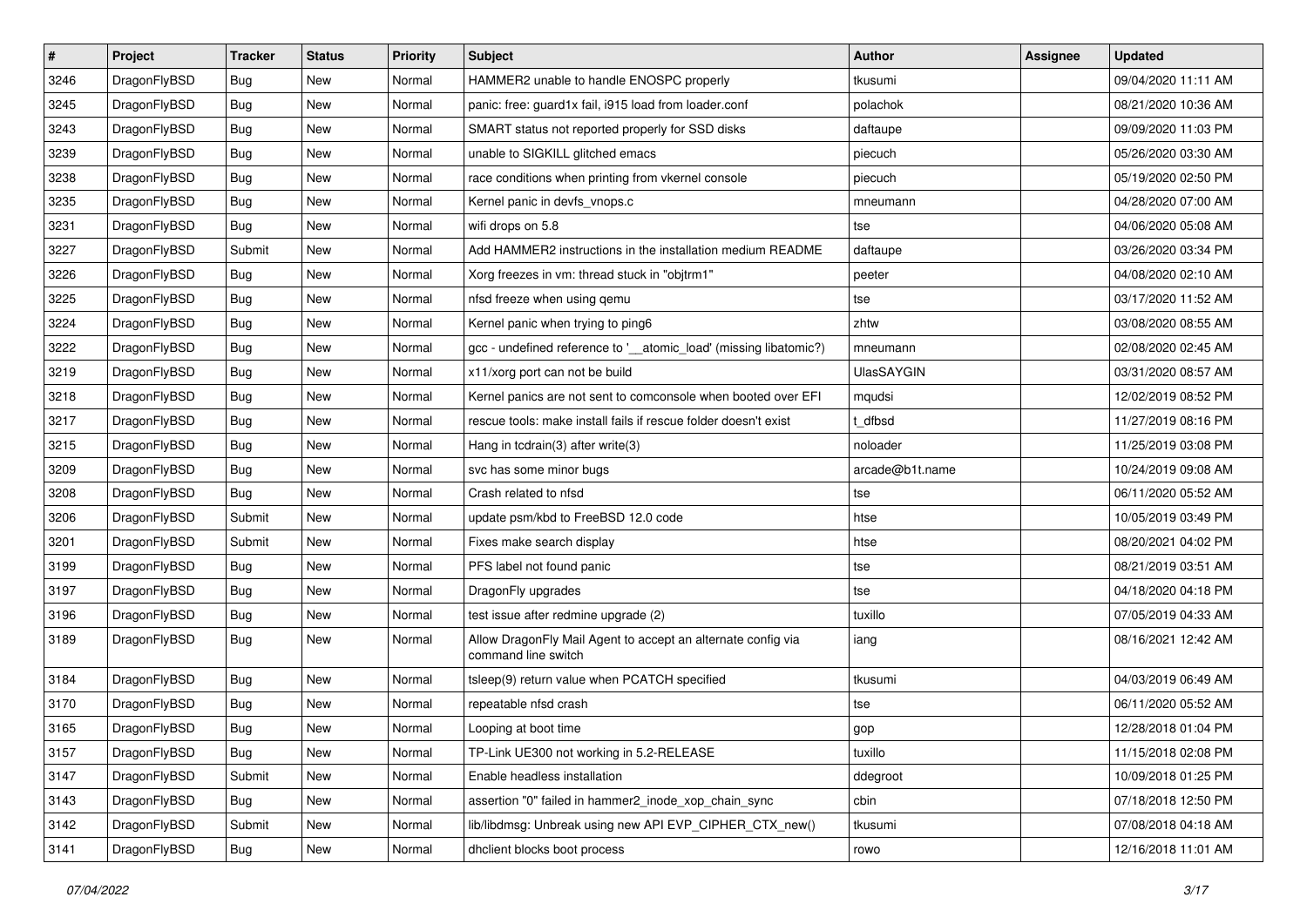| # | Project | Tracker | Status | Priority | Subject | Author | Assignee | Updated |
| --- | --- | --- | --- | --- | --- | --- | --- | --- |
| 3246 | DragonFlyBSD | Bug | New | Normal | HAMMER2 unable to handle ENOSPC properly | tkusumi | | 09/04/2020 11:11 AM |
| 3245 | DragonFlyBSD | Bug | New | Normal | panic: free: guard1x fail, i915 load from loader.conf | polachok | | 08/21/2020 10:36 AM |
| 3243 | DragonFlyBSD | Bug | New | Normal | SMART status not reported properly for SSD disks | daftaupe | | 09/09/2020 11:03 PM |
| 3239 | DragonFlyBSD | Bug | New | Normal | unable to SIGKILL glitched emacs | piecuch | | 05/26/2020 03:30 AM |
| 3238 | DragonFlyBSD | Bug | New | Normal | race conditions when printing from vkernel console | piecuch | | 05/19/2020 02:50 PM |
| 3235 | DragonFlyBSD | Bug | New | Normal | Kernel panic in devfs_vnops.c | mneumann | | 04/28/2020 07:00 AM |
| 3231 | DragonFlyBSD | Bug | New | Normal | wifi drops on 5.8 | tse | | 04/06/2020 05:08 AM |
| 3227 | DragonFlyBSD | Submit | New | Normal | Add HAMMER2 instructions in the installation medium README | daftaupe | | 03/26/2020 03:34 PM |
| 3226 | DragonFlyBSD | Bug | New | Normal | Xorg freezes in vm: thread stuck in "objtrm1" | peeter | | 04/08/2020 02:10 AM |
| 3225 | DragonFlyBSD | Bug | New | Normal | nfsd freeze when using qemu | tse | | 03/17/2020 11:52 AM |
| 3224 | DragonFlyBSD | Bug | New | Normal | Kernel panic when trying to ping6 | zhtw | | 03/08/2020 08:55 AM |
| 3222 | DragonFlyBSD | Bug | New | Normal | gcc - undefined reference to '__atomic_load' (missing libatomic?) | mneumann | | 02/08/2020 02:45 AM |
| 3219 | DragonFlyBSD | Bug | New | Normal | x11/xorg port can not be build | UlasSAYGIN | | 03/31/2020 08:57 AM |
| 3218 | DragonFlyBSD | Bug | New | Normal | Kernel panics are not sent to comconsole when booted over EFI | mqudsi | | 12/02/2019 08:52 PM |
| 3217 | DragonFlyBSD | Bug | New | Normal | rescue tools: make install fails if rescue folder doesn't exist | t_dfbsd | | 11/27/2019 08:16 PM |
| 3215 | DragonFlyBSD | Bug | New | Normal | Hang in tcdrain(3) after write(3) | noloader | | 11/25/2019 03:08 PM |
| 3209 | DragonFlyBSD | Bug | New | Normal | svc has some minor bugs | arcade@b1t.name | | 10/24/2019 09:08 AM |
| 3208 | DragonFlyBSD | Bug | New | Normal | Crash related to nfsd | tse | | 06/11/2020 05:52 AM |
| 3206 | DragonFlyBSD | Submit | New | Normal | update psm/kbd to FreeBSD 12.0 code | htse | | 10/05/2019 03:49 PM |
| 3201 | DragonFlyBSD | Submit | New | Normal | Fixes make search display | htse | | 08/20/2021 04:02 PM |
| 3199 | DragonFlyBSD | Bug | New | Normal | PFS label not found panic | tse | | 08/21/2019 03:51 AM |
| 3197 | DragonFlyBSD | Bug | New | Normal | DragonFly upgrades | tse | | 04/18/2020 04:18 PM |
| 3196 | DragonFlyBSD | Bug | New | Normal | test issue after redmine upgrade (2) | tuxillo | | 07/05/2019 04:33 AM |
| 3189 | DragonFlyBSD | Bug | New | Normal | Allow DragonFly Mail Agent to accept an alternate config via command line switch | iang | | 08/16/2021 12:42 AM |
| 3184 | DragonFlyBSD | Bug | New | Normal | tsleep(9) return value when PCATCH specified | tkusumi | | 04/03/2019 06:49 AM |
| 3170 | DragonFlyBSD | Bug | New | Normal | repeatable nfsd crash | tse | | 06/11/2020 05:52 AM |
| 3165 | DragonFlyBSD | Bug | New | Normal | Looping at boot time | gop | | 12/28/2018 01:04 PM |
| 3157 | DragonFlyBSD | Bug | New | Normal | TP-Link UE300 not working in 5.2-RELEASE | tuxillo | | 11/15/2018 02:08 PM |
| 3147 | DragonFlyBSD | Submit | New | Normal | Enable headless installation | ddegroot | | 10/09/2018 01:25 PM |
| 3143 | DragonFlyBSD | Bug | New | Normal | assertion "0" failed in hammer2_inode_xop_chain_sync | cbin | | 07/18/2018 12:50 PM |
| 3142 | DragonFlyBSD | Submit | New | Normal | lib/libdmsg: Unbreak using new API EVP_CIPHER_CTX_new() | tkusumi | | 07/08/2018 04:18 AM |
| 3141 | DragonFlyBSD | Bug | New | Normal | dhclient blocks boot process | rowo | | 12/16/2018 11:01 AM |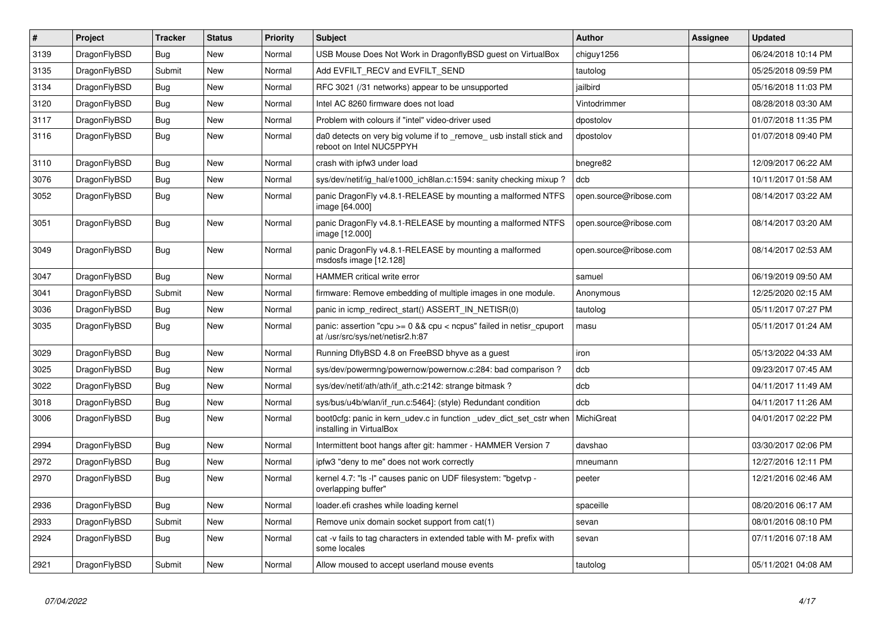| # | Project | Tracker | Status | Priority | Subject | Author | Assignee | Updated |
|---|---|---|---|---|---|---|---|---|
| 3139 | DragonFlyBSD | Bug | New | Normal | USB Mouse Does Not Work in DragonflyBSD guest on VirtualBox | chiguy1256 | | 06/24/2018 10:14 PM |
| 3135 | DragonFlyBSD | Submit | New | Normal | Add EVFILT_RECV and EVFILT_SEND | tautolog | | 05/25/2018 09:59 PM |
| 3134 | DragonFlyBSD | Bug | New | Normal | RFC 3021 (/31 networks) appear to be unsupported | jailbird | | 05/16/2018 11:03 PM |
| 3120 | DragonFlyBSD | Bug | New | Normal | Intel AC 8260 firmware does not load | Vintodrimmer | | 08/28/2018 03:30 AM |
| 3117 | DragonFlyBSD | Bug | New | Normal | Problem with colours if "intel" video-driver used | dpostolov | | 01/07/2018 11:35 PM |
| 3116 | DragonFlyBSD | Bug | New | Normal | da0 detects on very big volume if to _remove_ usb install stick and reboot on Intel NUC5PPYH | dpostolov | | 01/07/2018 09:40 PM |
| 3110 | DragonFlyBSD | Bug | New | Normal | crash with ipfw3 under load | bnegre82 | | 12/09/2017 06:22 AM |
| 3076 | DragonFlyBSD | Bug | New | Normal | sys/dev/netif/ig_hal/e1000_ich8lan.c:1594: sanity checking mixup ? | dcb | | 10/11/2017 01:58 AM |
| 3052 | DragonFlyBSD | Bug | New | Normal | panic DragonFly v4.8.1-RELEASE by mounting a malformed NTFS image [64.000] | open.source@ribose.com | | 08/14/2017 03:22 AM |
| 3051 | DragonFlyBSD | Bug | New | Normal | panic DragonFly v4.8.1-RELEASE by mounting a malformed NTFS image [12.000] | open.source@ribose.com | | 08/14/2017 03:20 AM |
| 3049 | DragonFlyBSD | Bug | New | Normal | panic DragonFly v4.8.1-RELEASE by mounting a malformed msdosfs image [12.128] | open.source@ribose.com | | 08/14/2017 02:53 AM |
| 3047 | DragonFlyBSD | Bug | New | Normal | HAMMER critical write error | samuel | | 06/19/2019 09:50 AM |
| 3041 | DragonFlyBSD | Submit | New | Normal | firmware: Remove embedding of multiple images in one module. | Anonymous | | 12/25/2020 02:15 AM |
| 3036 | DragonFlyBSD | Bug | New | Normal | panic in icmp_redirect_start() ASSERT_IN_NETISR(0) | tautolog | | 05/11/2017 07:27 PM |
| 3035 | DragonFlyBSD | Bug | New | Normal | panic: assertion "cpu >= 0 && cpu < ncpus" failed in netisr_cpuport at /usr/src/sys/net/netisr2.h:87 | masu | | 05/11/2017 01:24 AM |
| 3029 | DragonFlyBSD | Bug | New | Normal | Running DflyBSD 4.8 on FreeBSD bhyve as a guest | iron | | 05/13/2022 04:33 AM |
| 3025 | DragonFlyBSD | Bug | New | Normal | sys/dev/powermng/powernow/powernow.c:284: bad comparison ? | dcb | | 09/23/2017 07:45 AM |
| 3022 | DragonFlyBSD | Bug | New | Normal | sys/dev/netif/ath/ath/if_ath.c:2142: strange bitmask ? | dcb | | 04/11/2017 11:49 AM |
| 3018 | DragonFlyBSD | Bug | New | Normal | sys/bus/u4b/wlan/if_run.c:5464]: (style) Redundant condition | dcb | | 04/11/2017 11:26 AM |
| 3006 | DragonFlyBSD | Bug | New | Normal | boot0cfg: panic in kern_udev.c in function _udev_dict_set_cstr when installing in VirtualBox | MichiGreat | | 04/01/2017 02:22 PM |
| 2994 | DragonFlyBSD | Bug | New | Normal | Intermittent boot hangs after git: hammer - HAMMER Version 7 | davshao | | 03/30/2017 02:06 PM |
| 2972 | DragonFlyBSD | Bug | New | Normal | ipfw3 "deny to me" does not work correctly | mneumann | | 12/27/2016 12:11 PM |
| 2970 | DragonFlyBSD | Bug | New | Normal | kernel 4.7: "ls -l" causes panic on UDF filesystem: "bgetvp - overlapping buffer" | peeter | | 12/21/2016 02:46 AM |
| 2936 | DragonFlyBSD | Bug | New | Normal | loader.efi crashes while loading kernel | spaceille | | 08/20/2016 06:17 AM |
| 2933 | DragonFlyBSD | Submit | New | Normal | Remove unix domain socket support from cat(1) | sevan | | 08/01/2016 08:10 PM |
| 2924 | DragonFlyBSD | Bug | New | Normal | cat -v fails to tag characters in extended table with M- prefix with some locales | sevan | | 07/11/2016 07:18 AM |
| 2921 | DragonFlyBSD | Submit | New | Normal | Allow moused to accept userland mouse events | tautolog | | 05/11/2021 04:08 AM |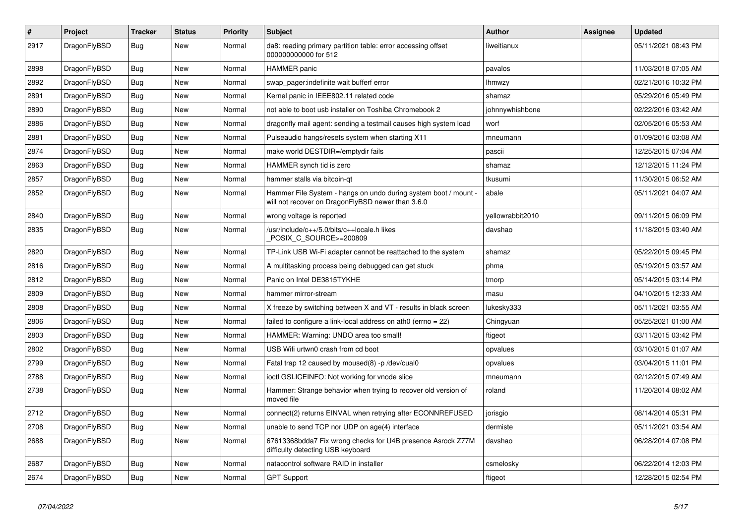| # | Project | Tracker | Status | Priority | Subject | Author | Assignee | Updated |
|---|---|---|---|---|---|---|---|---|
| 2917 | DragonFlyBSD | Bug | New | Normal | da8: reading primary partition table: error accessing offset 000000000000 for 512 | liweitianux | | 05/11/2021 08:43 PM |
| 2898 | DragonFlyBSD | Bug | New | Normal | HAMMER panic | pavalos | | 11/03/2018 07:05 AM |
| 2892 | DragonFlyBSD | Bug | New | Normal | swap_pager:indefinite wait bufferf error | lhmwzy | | 02/21/2016 10:32 PM |
| 2891 | DragonFlyBSD | Bug | New | Normal | Kernel panic in IEEE802.11 related code | shamaz | | 05/29/2016 05:49 PM |
| 2890 | DragonFlyBSD | Bug | New | Normal | not able to boot usb installer on Toshiba Chromebook 2 | johnnywhishbone | | 02/22/2016 03:42 AM |
| 2886 | DragonFlyBSD | Bug | New | Normal | dragonfly mail agent: sending a testmail causes high system load | worf | | 02/05/2016 05:53 AM |
| 2881 | DragonFlyBSD | Bug | New | Normal | Pulseaudio hangs/resets system when starting X11 | mneumann | | 01/09/2016 03:08 AM |
| 2874 | DragonFlyBSD | Bug | New | Normal | make world DESTDIR=/emptydir fails | pascii | | 12/25/2015 07:04 AM |
| 2863 | DragonFlyBSD | Bug | New | Normal | HAMMER synch tid is zero | shamaz | | 12/12/2015 11:24 PM |
| 2857 | DragonFlyBSD | Bug | New | Normal | hammer stalls via bitcoin-qt | tkusumi | | 11/30/2015 06:52 AM |
| 2852 | DragonFlyBSD | Bug | New | Normal | Hammer File System - hangs on undo during system boot / mount - will not recover on DragonFlyBSD newer than 3.6.0 | abale | | 05/11/2021 04:07 AM |
| 2840 | DragonFlyBSD | Bug | New | Normal | wrong voltage is reported | yellowrabbit2010 | | 09/11/2015 06:09 PM |
| 2835 | DragonFlyBSD | Bug | New | Normal | /usr/include/c++/5.0/bits/c++locale.h likes _POSIX_C_SOURCE>=200809 | davshao | | 11/18/2015 03:40 AM |
| 2820 | DragonFlyBSD | Bug | New | Normal | TP-Link USB Wi-Fi adapter cannot be reattached to the system | shamaz | | 05/22/2015 09:45 PM |
| 2816 | DragonFlyBSD | Bug | New | Normal | A multitasking process being debugged can get stuck | phma | | 05/19/2015 03:57 AM |
| 2812 | DragonFlyBSD | Bug | New | Normal | Panic on Intel DE3815TYKHE | tmorp | | 05/14/2015 03:14 PM |
| 2809 | DragonFlyBSD | Bug | New | Normal | hammer mirror-stream | masu | | 04/10/2015 12:33 AM |
| 2808 | DragonFlyBSD | Bug | New | Normal | X freeze by switching between X and VT - results in black screen | lukesky333 | | 05/11/2021 03:55 AM |
| 2806 | DragonFlyBSD | Bug | New | Normal | failed to configure a link-local address on ath0 (errno = 22) | Chingyuan | | 05/25/2021 01:00 AM |
| 2803 | DragonFlyBSD | Bug | New | Normal | HAMMER: Warning: UNDO area too small! | ftigeot | | 03/11/2015 03:42 PM |
| 2802 | DragonFlyBSD | Bug | New | Normal | USB Wifi urtwn0 crash from cd boot | opvalues | | 03/10/2015 01:07 AM |
| 2799 | DragonFlyBSD | Bug | New | Normal | Fatal trap 12 caused by moused(8) -p /dev/cual0 | opvalues | | 03/04/2015 11:01 PM |
| 2788 | DragonFlyBSD | Bug | New | Normal | ioctl GSLICEINFO: Not working for vnode slice | mneumann | | 02/12/2015 07:49 AM |
| 2738 | DragonFlyBSD | Bug | New | Normal | Hammer: Strange behavior when trying to recover old version of moved file | roland | | 11/20/2014 08:02 AM |
| 2712 | DragonFlyBSD | Bug | New | Normal | connect(2) returns EINVAL when retrying after ECONNREFUSED | jorisgio | | 08/14/2014 05:31 PM |
| 2708 | DragonFlyBSD | Bug | New | Normal | unable to send TCP nor UDP on age(4) interface | dermiste | | 05/11/2021 03:54 AM |
| 2688 | DragonFlyBSD | Bug | New | Normal | 67613368bdda7 Fix wrong checks for U4B presence Asrock Z77M difficulty detecting USB keyboard | davshao | | 06/28/2014 07:08 PM |
| 2687 | DragonFlyBSD | Bug | New | Normal | natacontrol software RAID in installer | csmelosky | | 06/22/2014 12:03 PM |
| 2674 | DragonFlyBSD | Bug | New | Normal | GPT Support | ftigeot | | 12/28/2015 02:54 PM |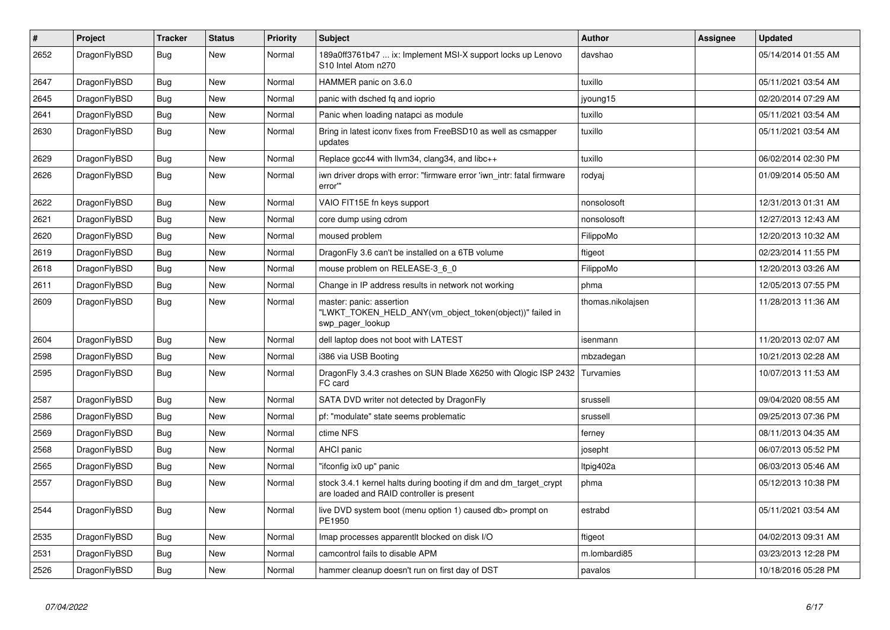| # | Project | Tracker | Status | Priority | Subject | Author | Assignee | Updated |
|---|---|---|---|---|---|---|---|---|
| 2652 | DragonFlyBSD | Bug | New | Normal | 189a0ff3761b47 ... ix: Implement MSI-X support locks up Lenovo S10 Intel Atom n270 | davshao | | 05/14/2014 01:55 AM |
| 2647 | DragonFlyBSD | Bug | New | Normal | HAMMER panic on 3.6.0 | tuxillo | | 05/11/2021 03:54 AM |
| 2645 | DragonFlyBSD | Bug | New | Normal | panic with dsched fq and ioprio | jyoung15 | | 02/20/2014 07:29 AM |
| 2641 | DragonFlyBSD | Bug | New | Normal | Panic when loading natapci as module | tuxillo | | 05/11/2021 03:54 AM |
| 2630 | DragonFlyBSD | Bug | New | Normal | Bring in latest iconv fixes from FreeBSD10 as well as csmapper updates | tuxillo | | 05/11/2021 03:54 AM |
| 2629 | DragonFlyBSD | Bug | New | Normal | Replace gcc44 with llvm34, clang34, and libc++ | tuxillo | | 06/02/2014 02:30 PM |
| 2626 | DragonFlyBSD | Bug | New | Normal | iwn driver drops with error: "firmware error 'iwn_intr: fatal firmware error'" | rodyaj | | 01/09/2014 05:50 AM |
| 2622 | DragonFlyBSD | Bug | New | Normal | VAIO FIT15E fn keys support | nonsolosoft | | 12/31/2013 01:31 AM |
| 2621 | DragonFlyBSD | Bug | New | Normal | core dump using cdrom | nonsolosoft | | 12/27/2013 12:43 AM |
| 2620 | DragonFlyBSD | Bug | New | Normal | moused problem | FilippoMo | | 12/20/2013 10:32 AM |
| 2619 | DragonFlyBSD | Bug | New | Normal | DragonFly 3.6 can't be installed on a 6TB volume | ftigeot | | 02/23/2014 11:55 PM |
| 2618 | DragonFlyBSD | Bug | New | Normal | mouse problem on RELEASE-3_6_0 | FilippoMo | | 12/20/2013 03:26 AM |
| 2611 | DragonFlyBSD | Bug | New | Normal | Change in IP address results in network not working | phma | | 12/05/2013 07:55 PM |
| 2609 | DragonFlyBSD | Bug | New | Normal | master: panic: assertion "LWKT_TOKEN_HELD_ANY(vm_object_token(object))" failed in swp_pager_lookup | thomas.nikolajsen | | 11/28/2013 11:36 AM |
| 2604 | DragonFlyBSD | Bug | New | Normal | dell laptop does not boot with LATEST | isenmann | | 11/20/2013 02:07 AM |
| 2598 | DragonFlyBSD | Bug | New | Normal | i386 via USB Booting | mbzadegan | | 10/21/2013 02:28 AM |
| 2595 | DragonFlyBSD | Bug | New | Normal | DragonFly 3.4.3 crashes on SUN Blade X6250 with Qlogic ISP 2432 FC card | Turvamies | | 10/07/2013 11:53 AM |
| 2587 | DragonFlyBSD | Bug | New | Normal | SATA DVD writer not detected by DragonFly | srussell | | 09/04/2020 08:55 AM |
| 2586 | DragonFlyBSD | Bug | New | Normal | pf: "modulate" state seems problematic | srussell | | 09/25/2013 07:36 PM |
| 2569 | DragonFlyBSD | Bug | New | Normal | ctime NFS | ferney | | 08/11/2013 04:35 AM |
| 2568 | DragonFlyBSD | Bug | New | Normal | AHCI panic | josepht | | 06/07/2013 05:52 PM |
| 2565 | DragonFlyBSD | Bug | New | Normal | "ifconfig ix0 up" panic | ltpig402a | | 06/03/2013 05:46 AM |
| 2557 | DragonFlyBSD | Bug | New | Normal | stock 3.4.1 kernel halts during booting if dm and dm_target_crypt are loaded and RAID controller is present | phma | | 05/12/2013 10:38 PM |
| 2544 | DragonFlyBSD | Bug | New | Normal | live DVD system boot (menu option 1) caused db> prompt on PE1950 | estrabd | | 05/11/2021 03:54 AM |
| 2535 | DragonFlyBSD | Bug | New | Normal | Imap processes apparentlt blocked on disk I/O | ftigeot | | 04/02/2013 09:31 AM |
| 2531 | DragonFlyBSD | Bug | New | Normal | camcontrol fails to disable APM | m.lombardi85 | | 03/23/2013 12:28 PM |
| 2526 | DragonFlyBSD | Bug | New | Normal | hammer cleanup doesn't run on first day of DST | pavalos | | 10/18/2016 05:28 PM |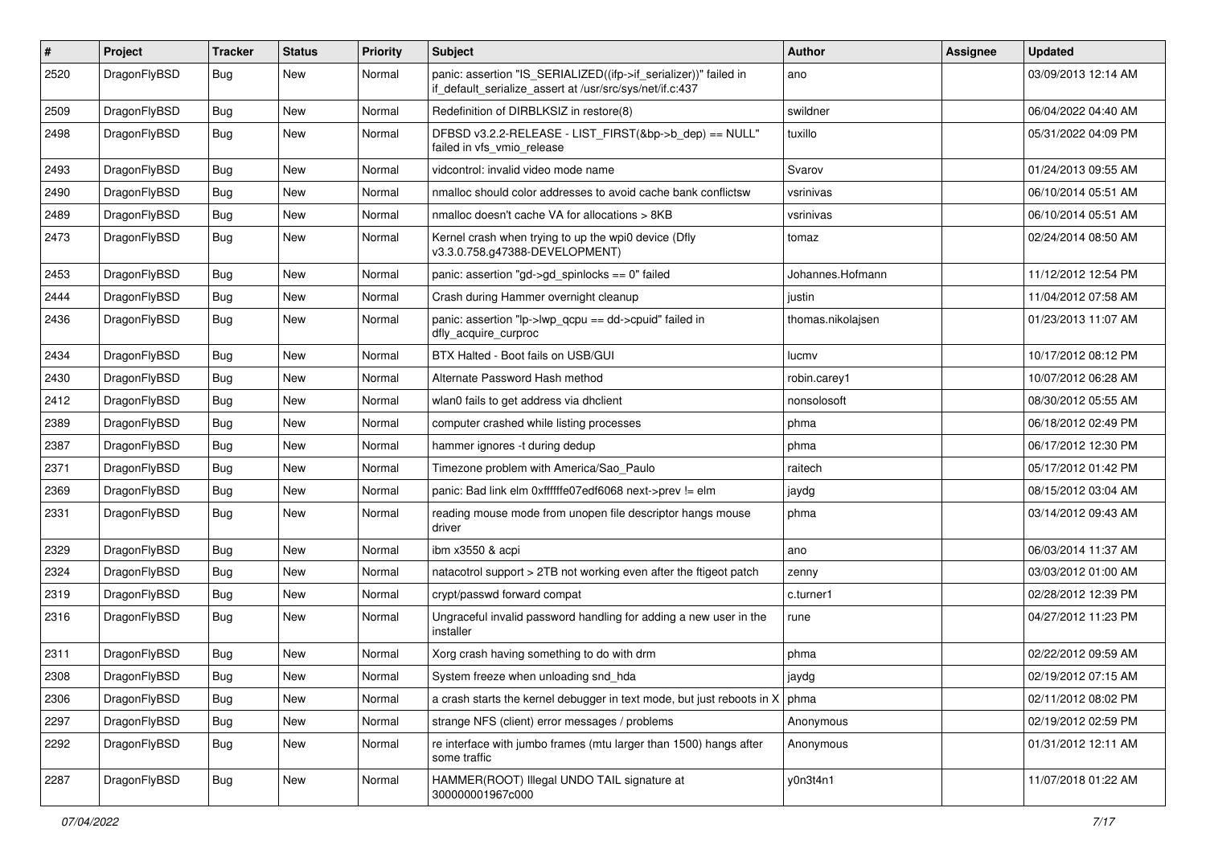| # | Project | Tracker | Status | Priority | Subject | Author | Assignee | Updated |
| --- | --- | --- | --- | --- | --- | --- | --- | --- |
| 2520 | DragonFlyBSD | Bug | New | Normal | panic: assertion "IS_SERIALIZED((ifp->if_serializer))" failed in if_default_serialize_assert at /usr/src/sys/net/if.c:437 | ano | | 03/09/2013 12:14 AM |
| 2509 | DragonFlyBSD | Bug | New | Normal | Redefinition of DIRBLKSIZ in restore(8) | swildner | | 06/04/2022 04:40 AM |
| 2498 | DragonFlyBSD | Bug | New | Normal | DFBSD v3.2.2-RELEASE - LIST_FIRST(&bp->b_dep) == NULL" failed in vfs_vmio_release | tuxillo | | 05/31/2022 04:09 PM |
| 2493 | DragonFlyBSD | Bug | New | Normal | vidcontrol: invalid video mode name | Svarov | | 01/24/2013 09:55 AM |
| 2490 | DragonFlyBSD | Bug | New | Normal | nmalloc should color addresses to avoid cache bank conflictsw | vsrinivas | | 06/10/2014 05:51 AM |
| 2489 | DragonFlyBSD | Bug | New | Normal | nmalloc doesn't cache VA for allocations > 8KB | vsrinivas | | 06/10/2014 05:51 AM |
| 2473 | DragonFlyBSD | Bug | New | Normal | Kernel crash when trying to up the wpi0 device (Dfly v3.3.0.758.g47388-DEVELOPMENT) | tomaz | | 02/24/2014 08:50 AM |
| 2453 | DragonFlyBSD | Bug | New | Normal | panic: assertion "gd->gd_spinlocks == 0" failed | Johannes.Hofmann | | 11/12/2012 12:54 PM |
| 2444 | DragonFlyBSD | Bug | New | Normal | Crash during Hammer overnight cleanup | justin | | 11/04/2012 07:58 AM |
| 2436 | DragonFlyBSD | Bug | New | Normal | panic: assertion "lp->lwp_qcpu == dd->cpuid" failed in dfly_acquire_curproc | thomas.nikolajsen | | 01/23/2013 11:07 AM |
| 2434 | DragonFlyBSD | Bug | New | Normal | BTX Halted - Boot fails on USB/GUI | lucmv | | 10/17/2012 08:12 PM |
| 2430 | DragonFlyBSD | Bug | New | Normal | Alternate Password Hash method | robin.carey1 | | 10/07/2012 06:28 AM |
| 2412 | DragonFlyBSD | Bug | New | Normal | wlan0 fails to get address via dhclient | nonsolosoft | | 08/30/2012 05:55 AM |
| 2389 | DragonFlyBSD | Bug | New | Normal | computer crashed while listing processes | phma | | 06/18/2012 02:49 PM |
| 2387 | DragonFlyBSD | Bug | New | Normal | hammer ignores -t during dedup | phma | | 06/17/2012 12:30 PM |
| 2371 | DragonFlyBSD | Bug | New | Normal | Timezone problem with America/Sao_Paulo | raitech | | 05/17/2012 01:42 PM |
| 2369 | DragonFlyBSD | Bug | New | Normal | panic: Bad link elm 0xffffffe07edf6068 next->prev != elm | jaydg | | 08/15/2012 03:04 AM |
| 2331 | DragonFlyBSD | Bug | New | Normal | reading mouse mode from unopen file descriptor hangs mouse driver | phma | | 03/14/2012 09:43 AM |
| 2329 | DragonFlyBSD | Bug | New | Normal | ibm x3550 & acpi | ano | | 06/03/2014 11:37 AM |
| 2324 | DragonFlyBSD | Bug | New | Normal | natacotrol support > 2TB not working even after the ftigeot patch | zenny | | 03/03/2012 01:00 AM |
| 2319 | DragonFlyBSD | Bug | New | Normal | crypt/passwd forward compat | c.turner1 | | 02/28/2012 12:39 PM |
| 2316 | DragonFlyBSD | Bug | New | Normal | Ungraceful invalid password handling for adding a new user in the installer | rune | | 04/27/2012 11:23 PM |
| 2311 | DragonFlyBSD | Bug | New | Normal | Xorg crash having something to do with drm | phma | | 02/22/2012 09:59 AM |
| 2308 | DragonFlyBSD | Bug | New | Normal | System freeze when unloading snd_hda | jaydg | | 02/19/2012 07:15 AM |
| 2306 | DragonFlyBSD | Bug | New | Normal | a crash starts the kernel debugger in text mode, but just reboots in X | phma | | 02/11/2012 08:02 PM |
| 2297 | DragonFlyBSD | Bug | New | Normal | strange NFS (client) error messages / problems | Anonymous | | 02/19/2012 02:59 PM |
| 2292 | DragonFlyBSD | Bug | New | Normal | re interface with jumbo frames (mtu larger than 1500) hangs after some traffic | Anonymous | | 01/31/2012 12:11 AM |
| 2287 | DragonFlyBSD | Bug | New | Normal | HAMMER(ROOT) Illegal UNDO TAIL signature at 300000001967c000 | y0n3t4n1 | | 11/07/2018 01:22 AM |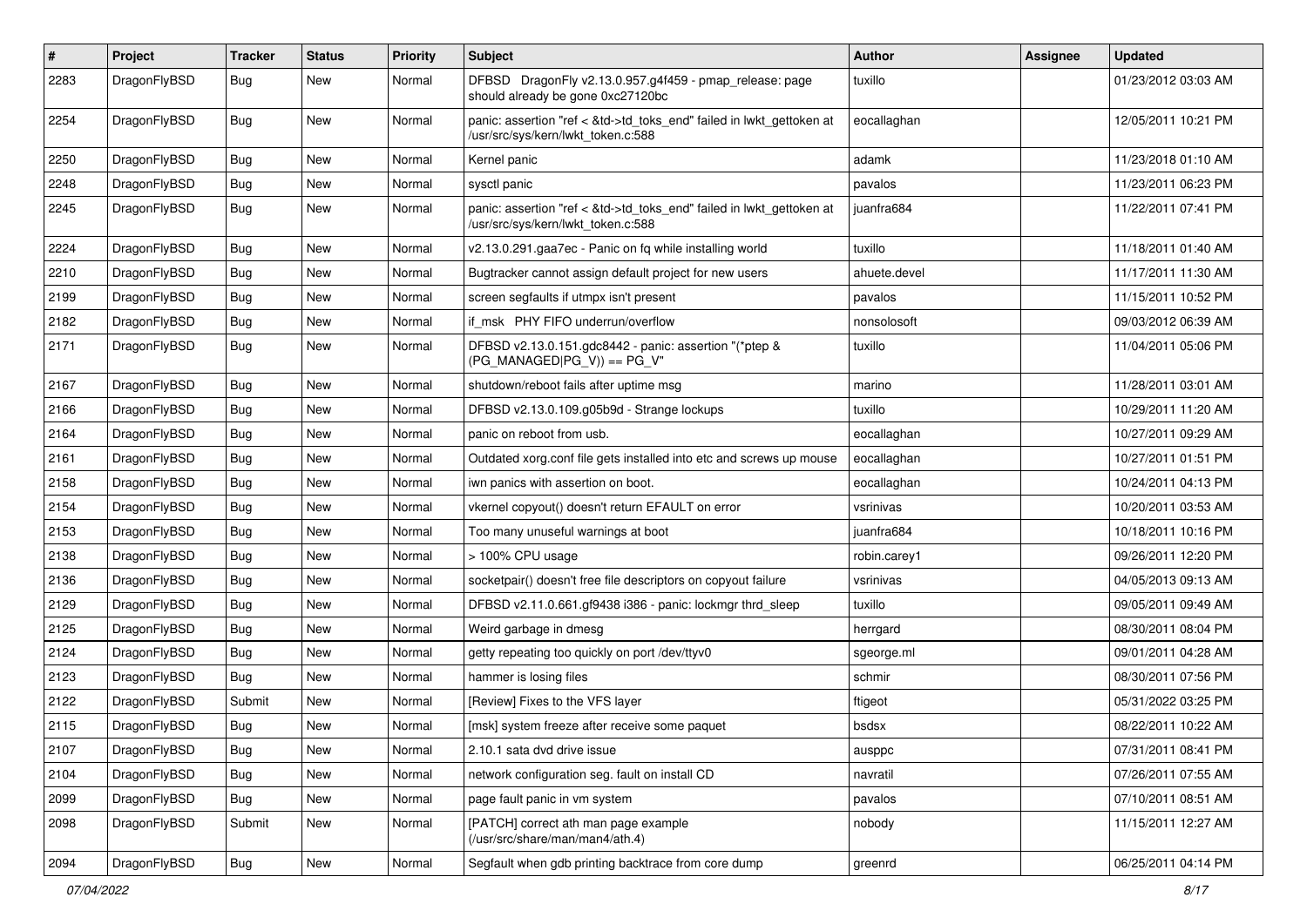| # | Project | Tracker | Status | Priority | Subject | Author | Assignee | Updated |
|---|---|---|---|---|---|---|---|---|
| 2283 | DragonFlyBSD | Bug | New | Normal | DFBSD DragonFly v2.13.0.957.g4f459 - pmap_release: page should already be gone 0xc27120bc | tuxillo | | 01/23/2012 03:03 AM |
| 2254 | DragonFlyBSD | Bug | New | Normal | panic: assertion "ref < &td->td_toks_end" failed in lwkt_gettoken at /usr/src/sys/kern/lwkt_token.c:588 | eocallaghan | | 12/05/2011 10:21 PM |
| 2250 | DragonFlyBSD | Bug | New | Normal | Kernel panic | adamk | | 11/23/2018 01:10 AM |
| 2248 | DragonFlyBSD | Bug | New | Normal | sysctl panic | pavalos | | 11/23/2011 06:23 PM |
| 2245 | DragonFlyBSD | Bug | New | Normal | panic: assertion "ref < &td->td_toks_end" failed in lwkt_gettoken at /usr/src/sys/kern/lwkt_token.c:588 | juanfra684 | | 11/22/2011 07:41 PM |
| 2224 | DragonFlyBSD | Bug | New | Normal | v2.13.0.291.gaa7ec - Panic on fq while installing world | tuxillo | | 11/18/2011 01:40 AM |
| 2210 | DragonFlyBSD | Bug | New | Normal | Bugtracker cannot assign default project for new users | ahuete.devel | | 11/17/2011 11:30 AM |
| 2199 | DragonFlyBSD | Bug | New | Normal | screen segfaults if utmpx isn't present | pavalos | | 11/15/2011 10:52 PM |
| 2182 | DragonFlyBSD | Bug | New | Normal | if_msk PHY FIFO underrun/overflow | nonsolosoft | | 09/03/2012 06:39 AM |
| 2171 | DragonFlyBSD | Bug | New | Normal | DFBSD v2.13.0.151.gdc8442 - panic: assertion "(*ptep & (PG_MANAGED\|PG_V)) == PG_V" | tuxillo | | 11/04/2011 05:06 PM |
| 2167 | DragonFlyBSD | Bug | New | Normal | shutdown/reboot fails after uptime msg | marino | | 11/28/2011 03:01 AM |
| 2166 | DragonFlyBSD | Bug | New | Normal | DFBSD v2.13.0.109.g05b9d - Strange lockups | tuxillo | | 10/29/2011 11:20 AM |
| 2164 | DragonFlyBSD | Bug | New | Normal | panic on reboot from usb. | eocallaghan | | 10/27/2011 09:29 AM |
| 2161 | DragonFlyBSD | Bug | New | Normal | Outdated xorg.conf file gets installed into etc and screws up mouse | eocallaghan | | 10/27/2011 01:51 PM |
| 2158 | DragonFlyBSD | Bug | New | Normal | iwn panics with assertion on boot. | eocallaghan | | 10/24/2011 04:13 PM |
| 2154 | DragonFlyBSD | Bug | New | Normal | vkernel copyout() doesn't return EFAULT on error | vsrinivas | | 10/20/2011 03:53 AM |
| 2153 | DragonFlyBSD | Bug | New | Normal | Too many unuseful warnings at boot | juanfra684 | | 10/18/2011 10:16 PM |
| 2138 | DragonFlyBSD | Bug | New | Normal | > 100% CPU usage | robin.carey1 | | 09/26/2011 12:20 PM |
| 2136 | DragonFlyBSD | Bug | New | Normal | socketpair() doesn't free file descriptors on copyout failure | vsrinivas | | 04/05/2013 09:13 AM |
| 2129 | DragonFlyBSD | Bug | New | Normal | DFBSD v2.11.0.661.gf9438 i386 - panic: lockmgr thrd_sleep | tuxillo | | 09/05/2011 09:49 AM |
| 2125 | DragonFlyBSD | Bug | New | Normal | Weird garbage in dmesg | herrgard | | 08/30/2011 08:04 PM |
| 2124 | DragonFlyBSD | Bug | New | Normal | getty repeating too quickly on port /dev/ttyv0 | sgeorge.ml | | 09/01/2011 04:28 AM |
| 2123 | DragonFlyBSD | Bug | New | Normal | hammer is losing files | schmir | | 08/30/2011 07:56 PM |
| 2122 | DragonFlyBSD | Submit | New | Normal | [Review] Fixes to the VFS layer | ftigeot | | 05/31/2022 03:25 PM |
| 2115 | DragonFlyBSD | Bug | New | Normal | [msk] system freeze after receive some paquet | bsdsx | | 08/22/2011 10:22 AM |
| 2107 | DragonFlyBSD | Bug | New | Normal | 2.10.1 sata dvd drive issue | ausppc | | 07/31/2011 08:41 PM |
| 2104 | DragonFlyBSD | Bug | New | Normal | network configuration seg. fault on install CD | navratil | | 07/26/2011 07:55 AM |
| 2099 | DragonFlyBSD | Bug | New | Normal | page fault panic in vm system | pavalos | | 07/10/2011 08:51 AM |
| 2098 | DragonFlyBSD | Submit | New | Normal | [PATCH] correct ath man page example (/usr/src/share/man/man4/ath.4) | nobody | | 11/15/2011 12:27 AM |
| 2094 | DragonFlyBSD | Bug | New | Normal | Segfault when gdb printing backtrace from core dump | greenrd | | 06/25/2011 04:14 PM |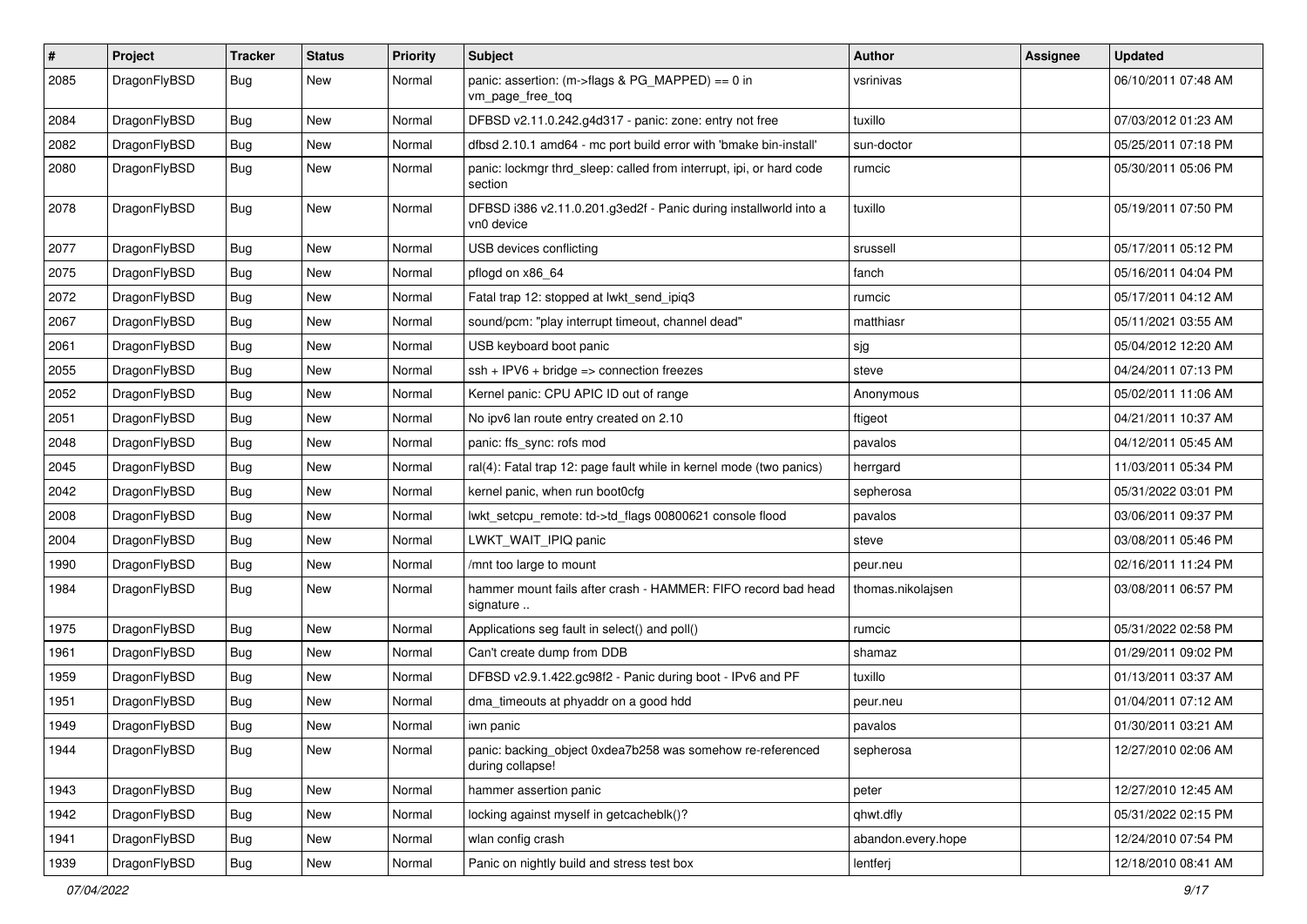| # | Project | Tracker | Status | Priority | Subject | Author | Assignee | Updated |
|---|---|---|---|---|---|---|---|---|
| 2085 | DragonFlyBSD | Bug | New | Normal | panic: assertion: (m->flags & PG_MAPPED) == 0 in vm_page_free_toq | vsrinivas | | 06/10/2011 07:48 AM |
| 2084 | DragonFlyBSD | Bug | New | Normal | DFBSD v2.11.0.242.g4d317 - panic: zone: entry not free | tuxillo | | 07/03/2012 01:23 AM |
| 2082 | DragonFlyBSD | Bug | New | Normal | dfbsd 2.10.1 amd64 - mc port build error with 'bmake bin-install' | sun-doctor | | 05/25/2011 07:18 PM |
| 2080 | DragonFlyBSD | Bug | New | Normal | panic: lockmgr thrd_sleep: called from interrupt, ipi, or hard code section | rumcic | | 05/30/2011 05:06 PM |
| 2078 | DragonFlyBSD | Bug | New | Normal | DFBSD i386 v2.11.0.201.g3ed2f - Panic during installworld into a vn0 device | tuxillo | | 05/19/2011 07:50 PM |
| 2077 | DragonFlyBSD | Bug | New | Normal | USB devices conflicting | srussell | | 05/17/2011 05:12 PM |
| 2075 | DragonFlyBSD | Bug | New | Normal | pflogd on x86_64 | fanch | | 05/16/2011 04:04 PM |
| 2072 | DragonFlyBSD | Bug | New | Normal | Fatal trap 12: stopped at lwkt_send_ipiq3 | rumcic | | 05/17/2011 04:12 AM |
| 2067 | DragonFlyBSD | Bug | New | Normal | sound/pcm: "play interrupt timeout, channel dead" | matthiasr | | 05/11/2021 03:55 AM |
| 2061 | DragonFlyBSD | Bug | New | Normal | USB keyboard boot panic | sjg | | 05/04/2012 12:20 AM |
| 2055 | DragonFlyBSD | Bug | New | Normal | ssh + IPV6 + bridge => connection freezes | steve | | 04/24/2011 07:13 PM |
| 2052 | DragonFlyBSD | Bug | New | Normal | Kernel panic: CPU APIC ID out of range | Anonymous | | 05/02/2011 11:06 AM |
| 2051 | DragonFlyBSD | Bug | New | Normal | No ipv6 lan route entry created on 2.10 | ftigeot | | 04/21/2011 10:37 AM |
| 2048 | DragonFlyBSD | Bug | New | Normal | panic: ffs_sync: rofs mod | pavalos | | 04/12/2011 05:45 AM |
| 2045 | DragonFlyBSD | Bug | New | Normal | ral(4): Fatal trap 12: page fault while in kernel mode (two panics) | herrgard | | 11/03/2011 05:34 PM |
| 2042 | DragonFlyBSD | Bug | New | Normal | kernel panic, when run boot0cfg | sepherosa | | 05/31/2022 03:01 PM |
| 2008 | DragonFlyBSD | Bug | New | Normal | lwkt_setcpu_remote: td->td_flags 00800621 console flood | pavalos | | 03/06/2011 09:37 PM |
| 2004 | DragonFlyBSD | Bug | New | Normal | LWKT_WAIT_IPIQ panic | steve | | 03/08/2011 05:46 PM |
| 1990 | DragonFlyBSD | Bug | New | Normal | /mnt too large to mount | peur.neu | | 02/16/2011 11:24 PM |
| 1984 | DragonFlyBSD | Bug | New | Normal | hammer mount fails after crash - HAMMER: FIFO record bad head signature .. | thomas.nikolajsen | | 03/08/2011 06:57 PM |
| 1975 | DragonFlyBSD | Bug | New | Normal | Applications seg fault in select() and poll() | rumcic | | 05/31/2022 02:58 PM |
| 1961 | DragonFlyBSD | Bug | New | Normal | Can't create dump from DDB | shamaz | | 01/29/2011 09:02 PM |
| 1959 | DragonFlyBSD | Bug | New | Normal | DFBSD v2.9.1.422.gc98f2 - Panic during boot - IPv6 and PF | tuxillo | | 01/13/2011 03:37 AM |
| 1951 | DragonFlyBSD | Bug | New | Normal | dma_timeouts at phyaddr on a good hdd | peur.neu | | 01/04/2011 07:12 AM |
| 1949 | DragonFlyBSD | Bug | New | Normal | iwn panic | pavalos | | 01/30/2011 03:21 AM |
| 1944 | DragonFlyBSD | Bug | New | Normal | panic: backing_object 0xdea7b258 was somehow re-referenced during collapse! | sepherosa | | 12/27/2010 02:06 AM |
| 1943 | DragonFlyBSD | Bug | New | Normal | hammer assertion panic | peter | | 12/27/2010 12:45 AM |
| 1942 | DragonFlyBSD | Bug | New | Normal | locking against myself in getcacheblk()? | qhwt.dfly | | 05/31/2022 02:15 PM |
| 1941 | DragonFlyBSD | Bug | New | Normal | wlan config crash | abandon.every.hope | | 12/24/2010 07:54 PM |
| 1939 | DragonFlyBSD | Bug | New | Normal | Panic on nightly build and stress test box | lentferj | | 12/18/2010 08:41 AM |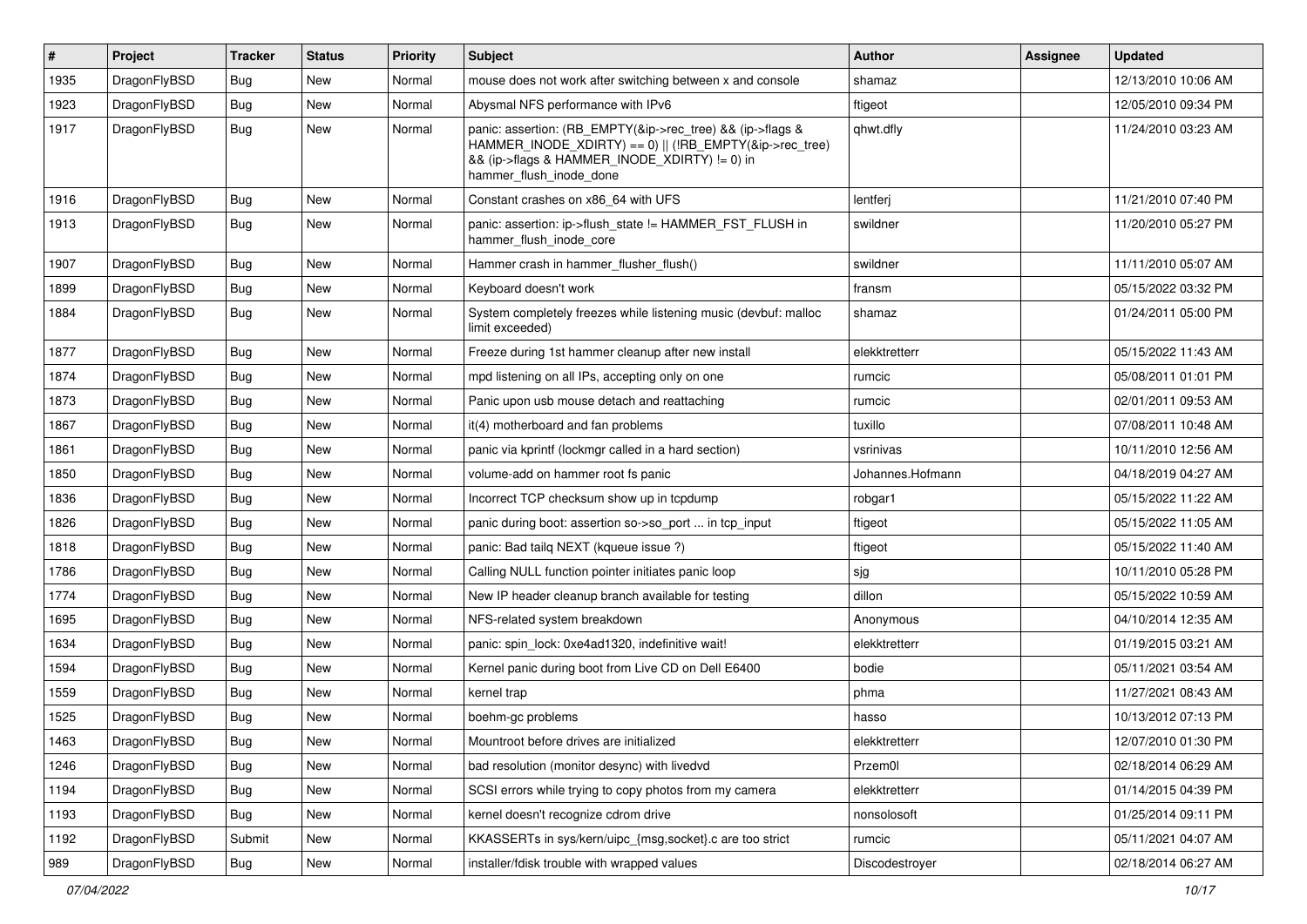| # | Project | Tracker | Status | Priority | Subject | Author | Assignee | Updated |
|---|---|---|---|---|---|---|---|---|
| 1935 | DragonFlyBSD | Bug | New | Normal | mouse does not work after switching between x and console | shamaz | | 12/13/2010 10:06 AM |
| 1923 | DragonFlyBSD | Bug | New | Normal | Abysmal NFS performance with IPv6 | ftigeot | | 12/05/2010 09:34 PM |
| 1917 | DragonFlyBSD | Bug | New | Normal | panic: assertion: (RB_EMPTY(&ip->rec_tree) && (ip->flags & HAMMER_INODE_XDIRTY) == 0) \|\| (!RB_EMPTY(&ip->rec_tree) && (ip->flags & HAMMER_INODE_XDIRTY) != 0) in hammer_flush_inode_done | qhwt.dfly | | 11/24/2010 03:23 AM |
| 1916 | DragonFlyBSD | Bug | New | Normal | Constant crashes on x86_64 with UFS | lentferj | | 11/21/2010 07:40 PM |
| 1913 | DragonFlyBSD | Bug | New | Normal | panic: assertion: ip->flush_state != HAMMER_FST_FLUSH in hammer_flush_inode_core | swildner | | 11/20/2010 05:27 PM |
| 1907 | DragonFlyBSD | Bug | New | Normal | Hammer crash in hammer_flusher_flush() | swildner | | 11/11/2010 05:07 AM |
| 1899 | DragonFlyBSD | Bug | New | Normal | Keyboard doesn't work | fransm | | 05/15/2022 03:32 PM |
| 1884 | DragonFlyBSD | Bug | New | Normal | System completely freezes while listening music (devbuf: malloc limit exceeded) | shamaz | | 01/24/2011 05:00 PM |
| 1877 | DragonFlyBSD | Bug | New | Normal | Freeze during 1st hammer cleanup after new install | elekktretterr | | 05/15/2022 11:43 AM |
| 1874 | DragonFlyBSD | Bug | New | Normal | mpd listening on all IPs, accepting only on one | rumcic | | 05/08/2011 01:01 PM |
| 1873 | DragonFlyBSD | Bug | New | Normal | Panic upon usb mouse detach and reattaching | rumcic | | 02/01/2011 09:53 AM |
| 1867 | DragonFlyBSD | Bug | New | Normal | it(4) motherboard and fan problems | tuxillo | | 07/08/2011 10:48 AM |
| 1861 | DragonFlyBSD | Bug | New | Normal | panic via kprintf (lockmgr called in a hard section) | vsrinivas | | 10/11/2010 12:56 AM |
| 1850 | DragonFlyBSD | Bug | New | Normal | volume-add on hammer root fs panic | Johannes.Hofmann | | 04/18/2019 04:27 AM |
| 1836 | DragonFlyBSD | Bug | New | Normal | Incorrect TCP checksum show up in tcpdump | robgar1 | | 05/15/2022 11:22 AM |
| 1826 | DragonFlyBSD | Bug | New | Normal | panic during boot: assertion so->so_port ... in tcp_input | ftigeot | | 05/15/2022 11:05 AM |
| 1818 | DragonFlyBSD | Bug | New | Normal | panic: Bad tailq NEXT (kqueue issue ?) | ftigeot | | 05/15/2022 11:40 AM |
| 1786 | DragonFlyBSD | Bug | New | Normal | Calling NULL function pointer initiates panic loop | sjg | | 10/11/2010 05:28 PM |
| 1774 | DragonFlyBSD | Bug | New | Normal | New IP header cleanup branch available for testing | dillon | | 05/15/2022 10:59 AM |
| 1695 | DragonFlyBSD | Bug | New | Normal | NFS-related system breakdown | Anonymous | | 04/10/2014 12:35 AM |
| 1634 | DragonFlyBSD | Bug | New | Normal | panic: spin_lock: 0xe4ad1320, indefinitive wait! | elekktretterr | | 01/19/2015 03:21 AM |
| 1594 | DragonFlyBSD | Bug | New | Normal | Kernel panic during boot from Live CD on Dell E6400 | bodie | | 05/11/2021 03:54 AM |
| 1559 | DragonFlyBSD | Bug | New | Normal | kernel trap | phma | | 11/27/2021 08:43 AM |
| 1525 | DragonFlyBSD | Bug | New | Normal | boehm-gc problems | hasso | | 10/13/2012 07:13 PM |
| 1463 | DragonFlyBSD | Bug | New | Normal | Mountroot before drives are initialized | elekktretterr | | 12/07/2010 01:30 PM |
| 1246 | DragonFlyBSD | Bug | New | Normal | bad resolution (monitor desync) with livedvd | Przem0l | | 02/18/2014 06:29 AM |
| 1194 | DragonFlyBSD | Bug | New | Normal | SCSI errors while trying to copy photos from my camera | elekktretterr | | 01/14/2015 04:39 PM |
| 1193 | DragonFlyBSD | Bug | New | Normal | kernel doesn't recognize cdrom drive | nonsolosoft | | 01/25/2014 09:11 PM |
| 1192 | DragonFlyBSD | Submit | New | Normal | KKASSERTs in sys/kern/uipc_{msg,socket}.c are too strict | rumcic | | 05/11/2021 04:07 AM |
| 989 | DragonFlyBSD | Bug | New | Normal | installer/fdisk trouble with wrapped values | Discodestroyer | | 02/18/2014 06:27 AM |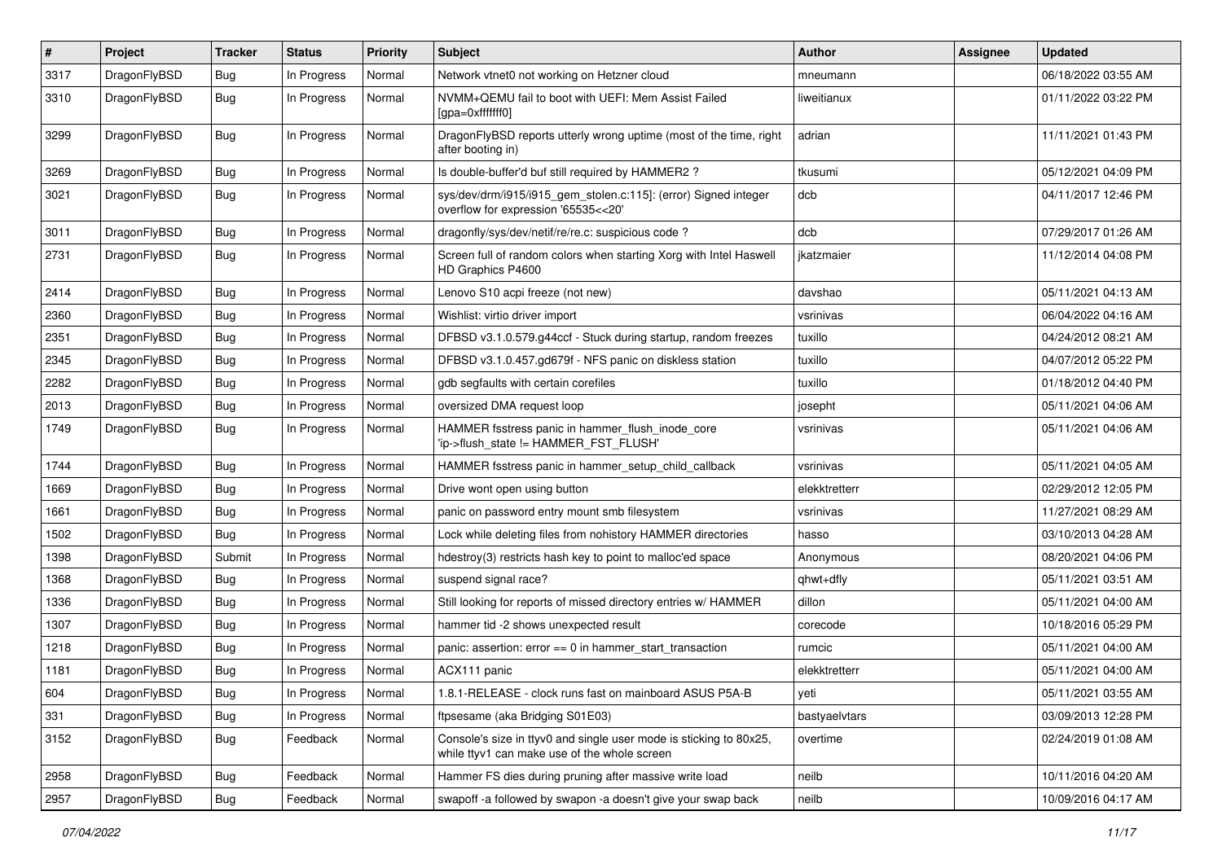| # | Project | Tracker | Status | Priority | Subject | Author | Assignee | Updated |
|---|---|---|---|---|---|---|---|---|
| 3317 | DragonFlyBSD | Bug | In Progress | Normal | Network vtnet0 not working on Hetzner cloud | mneumann | | 06/18/2022 03:55 AM |
| 3310 | DragonFlyBSD | Bug | In Progress | Normal | NVMM+QEMU fail to boot with UEFI: Mem Assist Failed [gpa=0xfffffff0] | liweitianux | | 01/11/2022 03:22 PM |
| 3299 | DragonFlyBSD | Bug | In Progress | Normal | DragonFlyBSD reports utterly wrong uptime (most of the time, right after booting in) | adrian | | 11/11/2021 01:43 PM |
| 3269 | DragonFlyBSD | Bug | In Progress | Normal | Is double-buffer'd buf still required by HAMMER2 ? | tkusumi | | 05/12/2021 04:09 PM |
| 3021 | DragonFlyBSD | Bug | In Progress | Normal | sys/dev/drm/i915/i915_gem_stolen.c:115]: (error) Signed integer overflow for expression '65535<<20' | dcb | | 04/11/2017 12:46 PM |
| 3011 | DragonFlyBSD | Bug | In Progress | Normal | dragonfly/sys/dev/netif/re/re.c: suspicious code ? | dcb | | 07/29/2017 01:26 AM |
| 2731 | DragonFlyBSD | Bug | In Progress | Normal | Screen full of random colors when starting Xorg with Intel Haswell HD Graphics P4600 | jkatzmaier | | 11/12/2014 04:08 PM |
| 2414 | DragonFlyBSD | Bug | In Progress | Normal | Lenovo S10 acpi freeze (not new) | davshao | | 05/11/2021 04:13 AM |
| 2360 | DragonFlyBSD | Bug | In Progress | Normal | Wishlist: virtio driver import | vsrinivas | | 06/04/2022 04:16 AM |
| 2351 | DragonFlyBSD | Bug | In Progress | Normal | DFBSD v3.1.0.579.g44ccf - Stuck during startup, random freezes | tuxillo | | 04/24/2012 08:21 AM |
| 2345 | DragonFlyBSD | Bug | In Progress | Normal | DFBSD v3.1.0.457.gd679f - NFS panic on diskless station | tuxillo | | 04/07/2012 05:22 PM |
| 2282 | DragonFlyBSD | Bug | In Progress | Normal | gdb segfaults with certain corefiles | tuxillo | | 01/18/2012 04:40 PM |
| 2013 | DragonFlyBSD | Bug | In Progress | Normal | oversized DMA request loop | josepht | | 05/11/2021 04:06 AM |
| 1749 | DragonFlyBSD | Bug | In Progress | Normal | HAMMER fsstress panic in hammer_flush_inode_core 'ip->flush_state != HAMMER_FST_FLUSH' | vsrinivas | | 05/11/2021 04:06 AM |
| 1744 | DragonFlyBSD | Bug | In Progress | Normal | HAMMER fsstress panic in hammer_setup_child_callback | vsrinivas | | 05/11/2021 04:05 AM |
| 1669 | DragonFlyBSD | Bug | In Progress | Normal | Drive wont open using button | elekktretterr | | 02/29/2012 12:05 PM |
| 1661 | DragonFlyBSD | Bug | In Progress | Normal | panic on password entry mount smb filesystem | vsrinivas | | 11/27/2021 08:29 AM |
| 1502 | DragonFlyBSD | Bug | In Progress | Normal | Lock while deleting files from nohistory HAMMER directories | hasso | | 03/10/2013 04:28 AM |
| 1398 | DragonFlyBSD | Submit | In Progress | Normal | hdestroy(3) restricts hash key to point to malloc'ed space | Anonymous | | 08/20/2021 04:06 PM |
| 1368 | DragonFlyBSD | Bug | In Progress | Normal | suspend signal race? | qhwt+dfly | | 05/11/2021 03:51 AM |
| 1336 | DragonFlyBSD | Bug | In Progress | Normal | Still looking for reports of missed directory entries w/ HAMMER | dillon | | 05/11/2021 04:00 AM |
| 1307 | DragonFlyBSD | Bug | In Progress | Normal | hammer tid -2 shows unexpected result | corecode | | 10/18/2016 05:29 PM |
| 1218 | DragonFlyBSD | Bug | In Progress | Normal | panic: assertion: error == 0 in hammer_start_transaction | rumcic | | 05/11/2021 04:00 AM |
| 1181 | DragonFlyBSD | Bug | In Progress | Normal | ACX111 panic | elekktretterr | | 05/11/2021 04:00 AM |
| 604 | DragonFlyBSD | Bug | In Progress | Normal | 1.8.1-RELEASE - clock runs fast on mainboard ASUS P5A-B | yeti | | 05/11/2021 03:55 AM |
| 331 | DragonFlyBSD | Bug | In Progress | Normal | ftpsesame (aka Bridging S01E03) | bastyaelvtars | | 03/09/2013 12:28 PM |
| 3152 | DragonFlyBSD | Bug | Feedback | Normal | Console's size in ttyv0 and single user mode is sticking to 80x25, while ttyv1 can make use of the whole screen | overtime | | 02/24/2019 01:08 AM |
| 2958 | DragonFlyBSD | Bug | Feedback | Normal | Hammer FS dies during pruning after massive write load | neilb | | 10/11/2016 04:20 AM |
| 2957 | DragonFlyBSD | Bug | Feedback | Normal | swapoff -a followed by swapon -a doesn't give your swap back | neilb | | 10/09/2016 04:17 AM |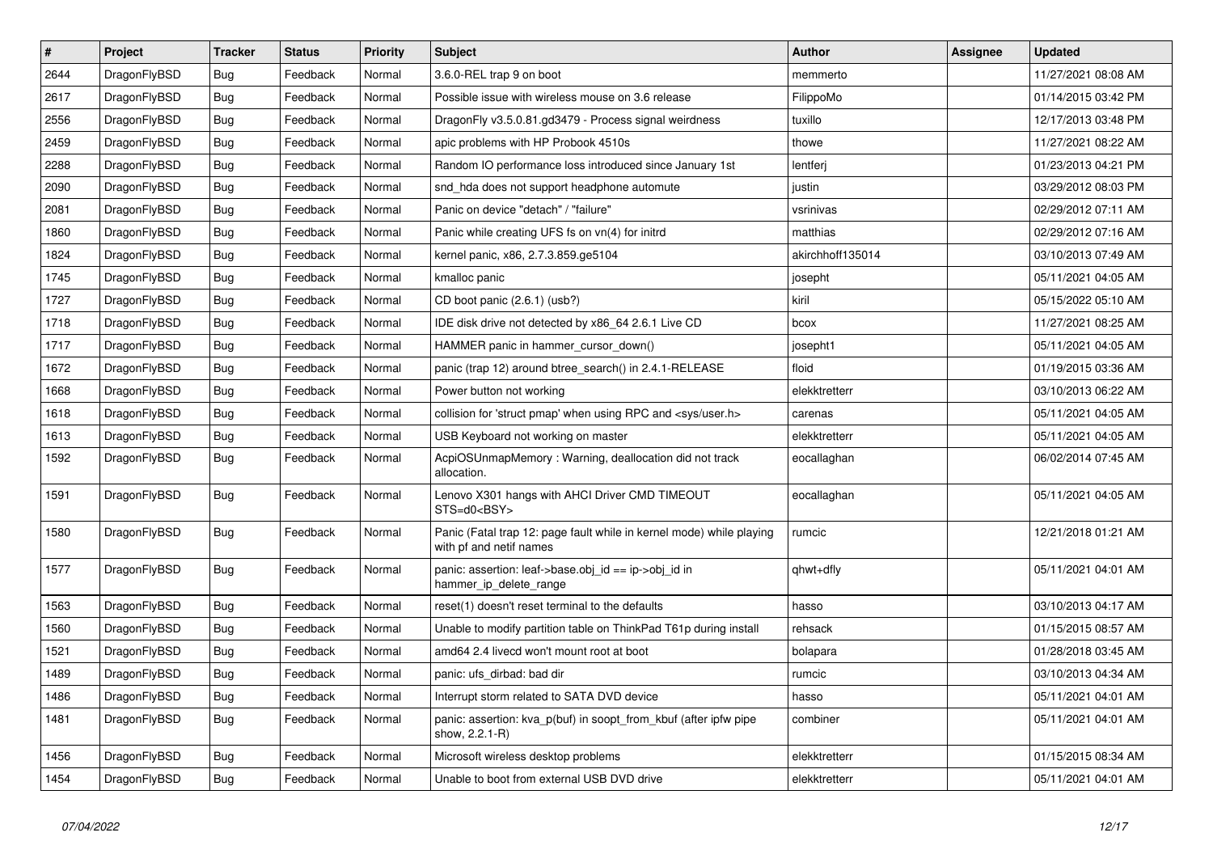| # | Project | Tracker | Status | Priority | Subject | Author | Assignee | Updated |
|---|---|---|---|---|---|---|---|---|
| 2644 | DragonFlyBSD | Bug | Feedback | Normal | 3.6.0-REL trap 9 on boot | memmerto | | 11/27/2021 08:08 AM |
| 2617 | DragonFlyBSD | Bug | Feedback | Normal | Possible issue with wireless mouse on 3.6 release | FilippoMo | | 01/14/2015 03:42 PM |
| 2556 | DragonFlyBSD | Bug | Feedback | Normal | DragonFly v3.5.0.81.gd3479 - Process signal weirdness | tuxillo | | 12/17/2013 03:48 PM |
| 2459 | DragonFlyBSD | Bug | Feedback | Normal | apic problems with HP Probook 4510s | thowe | | 11/27/2021 08:22 AM |
| 2288 | DragonFlyBSD | Bug | Feedback | Normal | Random IO performance loss introduced since January 1st | lentferj | | 01/23/2013 04:21 PM |
| 2090 | DragonFlyBSD | Bug | Feedback | Normal | snd_hda does not support headphone automute | justin | | 03/29/2012 08:03 PM |
| 2081 | DragonFlyBSD | Bug | Feedback | Normal | Panic on device "detach" / "failure" | vsrinivas | | 02/29/2012 07:11 AM |
| 1860 | DragonFlyBSD | Bug | Feedback | Normal | Panic while creating UFS fs on vn(4) for initrd | matthias | | 02/29/2012 07:16 AM |
| 1824 | DragonFlyBSD | Bug | Feedback | Normal | kernel panic, x86, 2.7.3.859.ge5104 | akirchhoff135014 | | 03/10/2013 07:49 AM |
| 1745 | DragonFlyBSD | Bug | Feedback | Normal | kmalloc panic | josepht | | 05/11/2021 04:05 AM |
| 1727 | DragonFlyBSD | Bug | Feedback | Normal | CD boot panic (2.6.1) (usb?) | kiril | | 05/15/2022 05:10 AM |
| 1718 | DragonFlyBSD | Bug | Feedback | Normal | IDE disk drive not detected by x86_64 2.6.1 Live CD | bcox | | 11/27/2021 08:25 AM |
| 1717 | DragonFlyBSD | Bug | Feedback | Normal | HAMMER panic in hammer_cursor_down() | josepht1 | | 05/11/2021 04:05 AM |
| 1672 | DragonFlyBSD | Bug | Feedback | Normal | panic (trap 12) around btree_search() in 2.4.1-RELEASE | floid | | 01/19/2015 03:36 AM |
| 1668 | DragonFlyBSD | Bug | Feedback | Normal | Power button not working | elekktretterr | | 03/10/2013 06:22 AM |
| 1618 | DragonFlyBSD | Bug | Feedback | Normal | collision for 'struct pmap' when using RPC and <sys/user.h> | carenas | | 05/11/2021 04:05 AM |
| 1613 | DragonFlyBSD | Bug | Feedback | Normal | USB Keyboard not working on master | elekktretterr | | 05/11/2021 04:05 AM |
| 1592 | DragonFlyBSD | Bug | Feedback | Normal | AcpiOSUnmapMemory : Warning, deallocation did not track allocation. | eocallaghan | | 06/02/2014 07:45 AM |
| 1591 | DragonFlyBSD | Bug | Feedback | Normal | Lenovo X301 hangs with AHCI Driver CMD TIMEOUT STS=d0<BSY> | eocallaghan | | 05/11/2021 04:05 AM |
| 1580 | DragonFlyBSD | Bug | Feedback | Normal | Panic (Fatal trap 12: page fault while in kernel mode) while playing with pf and netif names | rumcic | | 12/21/2018 01:21 AM |
| 1577 | DragonFlyBSD | Bug | Feedback | Normal | panic: assertion: leaf->base.obj_id == ip->obj_id in hammer_ip_delete_range | qhwt+dfly | | 05/11/2021 04:01 AM |
| 1563 | DragonFlyBSD | Bug | Feedback | Normal | reset(1) doesn't reset terminal to the defaults | hasso | | 03/10/2013 04:17 AM |
| 1560 | DragonFlyBSD | Bug | Feedback | Normal | Unable to modify partition table on ThinkPad T61p during install | rehsack | | 01/15/2015 08:57 AM |
| 1521 | DragonFlyBSD | Bug | Feedback | Normal | amd64 2.4 livecd won't mount root at boot | bolapara | | 01/28/2018 03:45 AM |
| 1489 | DragonFlyBSD | Bug | Feedback | Normal | panic: ufs_dirbad: bad dir | rumcic | | 03/10/2013 04:34 AM |
| 1486 | DragonFlyBSD | Bug | Feedback | Normal | Interrupt storm related to SATA DVD device | hasso | | 05/11/2021 04:01 AM |
| 1481 | DragonFlyBSD | Bug | Feedback | Normal | panic: assertion: kva_p(buf) in soopt_from_kbuf (after ipfw pipe show, 2.2.1-R) | combiner | | 05/11/2021 04:01 AM |
| 1456 | DragonFlyBSD | Bug | Feedback | Normal | Microsoft wireless desktop problems | elekktretterr | | 01/15/2015 08:34 AM |
| 1454 | DragonFlyBSD | Bug | Feedback | Normal | Unable to boot from external USB DVD drive | elekktretterr | | 05/11/2021 04:01 AM |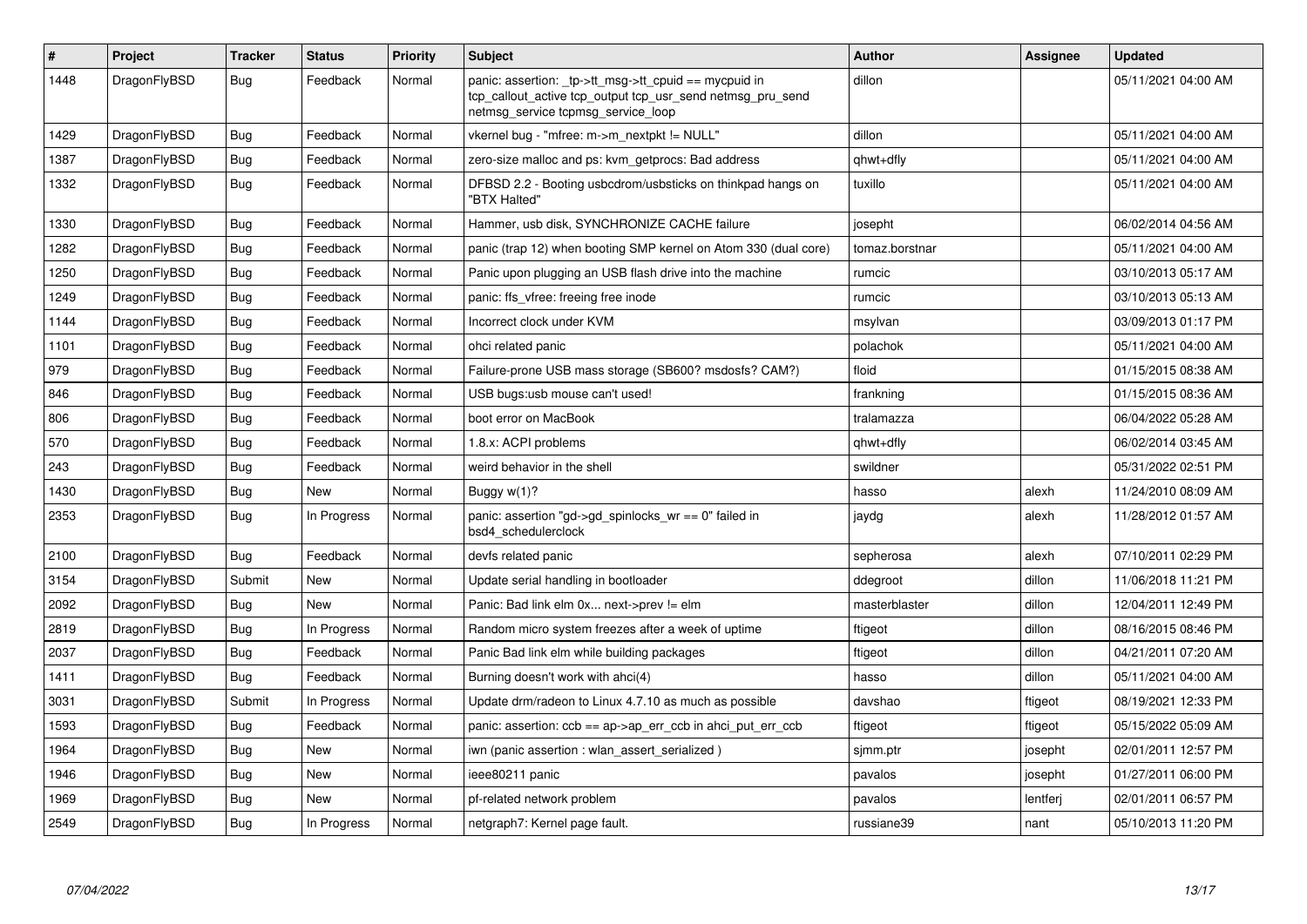| # | Project | Tracker | Status | Priority | Subject | Author | Assignee | Updated |
|---|---|---|---|---|---|---|---|---|
| 1448 | DragonFlyBSD | Bug | Feedback | Normal | panic: assertion: _tp->tt_msg->tt_cpuid == mycpuid in tcp_callout_active tcp_output tcp_usr_send netmsg_pru_send netmsg_service tcpmsg_service_loop | dillon | | 05/11/2021 04:00 AM |
| 1429 | DragonFlyBSD | Bug | Feedback | Normal | vkernel bug - "mfree: m->m_nextpkt != NULL" | dillon | | 05/11/2021 04:00 AM |
| 1387 | DragonFlyBSD | Bug | Feedback | Normal | zero-size malloc and ps: kvm_getprocs: Bad address | qhwt+dfly | | 05/11/2021 04:00 AM |
| 1332 | DragonFlyBSD | Bug | Feedback | Normal | DFBSD 2.2 - Booting usbcdrom/usbsticks on thinkpad hangs on "BTX Halted" | tuxillo | | 05/11/2021 04:00 AM |
| 1330 | DragonFlyBSD | Bug | Feedback | Normal | Hammer, usb disk, SYNCHRONIZE CACHE failure | josepht | | 06/02/2014 04:56 AM |
| 1282 | DragonFlyBSD | Bug | Feedback | Normal | panic (trap 12) when booting SMP kernel on Atom 330 (dual core) | tomaz.borstnar | | 05/11/2021 04:00 AM |
| 1250 | DragonFlyBSD | Bug | Feedback | Normal | Panic upon plugging an USB flash drive into the machine | rumcic | | 03/10/2013 05:17 AM |
| 1249 | DragonFlyBSD | Bug | Feedback | Normal | panic: ffs_vfree: freeing free inode | rumcic | | 03/10/2013 05:13 AM |
| 1144 | DragonFlyBSD | Bug | Feedback | Normal | Incorrect clock under KVM | msylvan | | 03/09/2013 01:17 PM |
| 1101 | DragonFlyBSD | Bug | Feedback | Normal | ohci related panic | polachok | | 05/11/2021 04:00 AM |
| 979 | DragonFlyBSD | Bug | Feedback | Normal | Failure-prone USB mass storage (SB600? msdosfs? CAM?) | floid | | 01/15/2015 08:38 AM |
| 846 | DragonFlyBSD | Bug | Feedback | Normal | USB bugs:usb mouse can't used! | frankning | | 01/15/2015 08:36 AM |
| 806 | DragonFlyBSD | Bug | Feedback | Normal | boot error on MacBook | tralamazza | | 06/04/2022 05:28 AM |
| 570 | DragonFlyBSD | Bug | Feedback | Normal | 1.8.x: ACPI problems | qhwt+dfly | | 06/02/2014 03:45 AM |
| 243 | DragonFlyBSD | Bug | Feedback | Normal | weird behavior in the shell | swildner | | 05/31/2022 02:51 PM |
| 1430 | DragonFlyBSD | Bug | New | Normal | Buggy w(1)? | hasso | alexh | 11/24/2010 08:09 AM |
| 2353 | DragonFlyBSD | Bug | In Progress | Normal | panic: assertion "gd->gd_spinlocks_wr == 0" failed in bsd4_schedulerclock | jaydg | alexh | 11/28/2012 01:57 AM |
| 2100 | DragonFlyBSD | Bug | Feedback | Normal | devfs related panic | sepherosa | alexh | 07/10/2011 02:29 PM |
| 3154 | DragonFlyBSD | Submit | New | Normal | Update serial handling in bootloader | ddegroot | dillon | 11/06/2018 11:21 PM |
| 2092 | DragonFlyBSD | Bug | New | Normal | Panic: Bad link elm 0x... next->prev != elm | masterblaster | dillon | 12/04/2011 12:49 PM |
| 2819 | DragonFlyBSD | Bug | In Progress | Normal | Random micro system freezes after a week of uptime | ftigeot | dillon | 08/16/2015 08:46 PM |
| 2037 | DragonFlyBSD | Bug | Feedback | Normal | Panic Bad link elm while building packages | ftigeot | dillon | 04/21/2011 07:20 AM |
| 1411 | DragonFlyBSD | Bug | Feedback | Normal | Burning doesn't work with ahci(4) | hasso | dillon | 05/11/2021 04:00 AM |
| 3031 | DragonFlyBSD | Submit | In Progress | Normal | Update drm/radeon to Linux 4.7.10 as much as possible | davshao | ftigeot | 08/19/2021 12:33 PM |
| 1593 | DragonFlyBSD | Bug | Feedback | Normal | panic: assertion: ccb == ap->ap_err_ccb in ahci_put_err_ccb | ftigeot | ftigeot | 05/15/2022 05:09 AM |
| 1964 | DragonFlyBSD | Bug | New | Normal | iwn (panic assertion : wlan_assert_serialized ) | sjmm.ptr | josepht | 02/01/2011 12:57 PM |
| 1946 | DragonFlyBSD | Bug | New | Normal | ieee80211 panic | pavalos | josepht | 01/27/2011 06:00 PM |
| 1969 | DragonFlyBSD | Bug | New | Normal | pf-related network problem | pavalos | lentferj | 02/01/2011 06:57 PM |
| 2549 | DragonFlyBSD | Bug | In Progress | Normal | netgraph7: Kernel page fault. | russiane39 | nant | 05/10/2013 11:20 PM |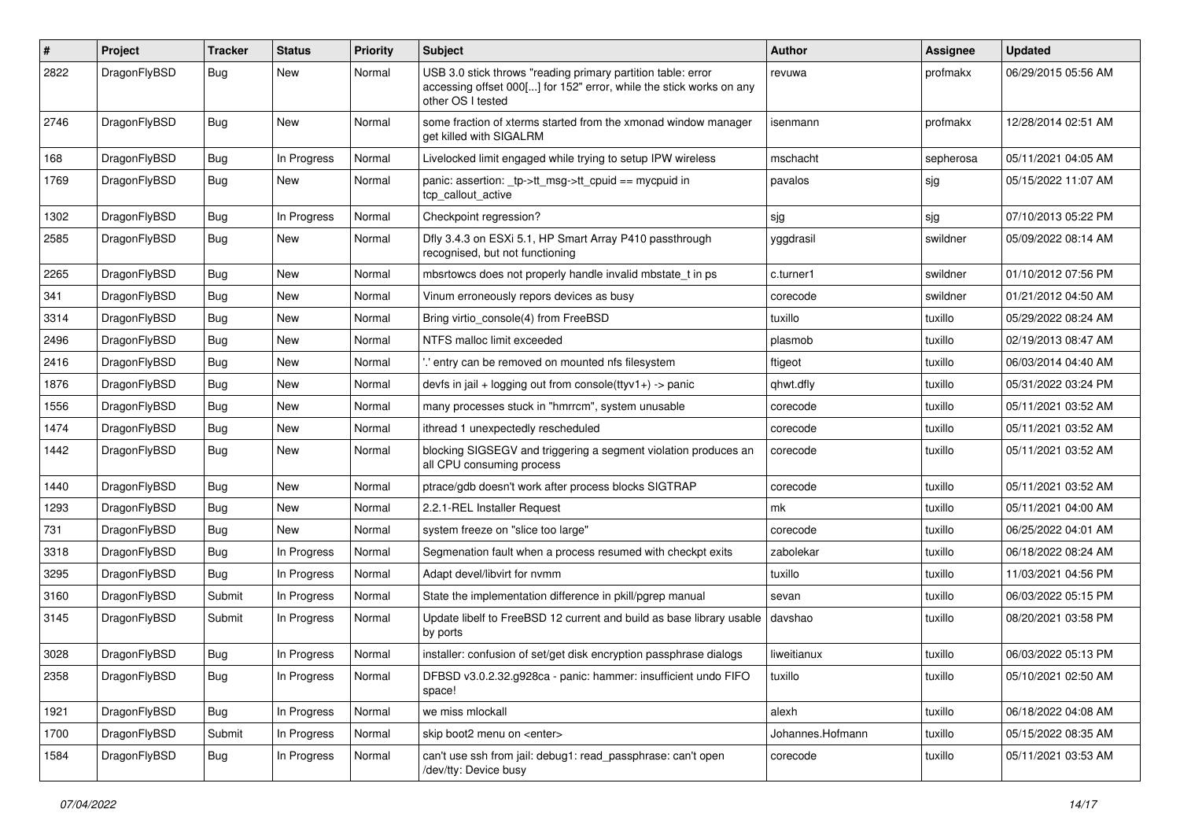| # | Project | Tracker | Status | Priority | Subject | Author | Assignee | Updated |
|---|---|---|---|---|---|---|---|---|
| 2822 | DragonFlyBSD | Bug | New | Normal | USB 3.0 stick throws "reading primary partition table: error accessing offset 000[...] for 152" error, while the stick works on any other OS I tested | revuwa | profmakx | 06/29/2015 05:56 AM |
| 2746 | DragonFlyBSD | Bug | New | Normal | some fraction of xterms started from the xmonad window manager get killed with SIGALRM | isenmann | profmakx | 12/28/2014 02:51 AM |
| 168 | DragonFlyBSD | Bug | In Progress | Normal | Livelocked limit engaged while trying to setup IPW wireless | mschacht | sepherosa | 05/11/2021 04:05 AM |
| 1769 | DragonFlyBSD | Bug | New | Normal | panic: assertion: _tp->tt_msg->tt_cpuid == mycpuid in tcp_callout_active | pavalos | sjg | 05/15/2022 11:07 AM |
| 1302 | DragonFlyBSD | Bug | In Progress | Normal | Checkpoint regression? | sjg | sjg | 07/10/2013 05:22 PM |
| 2585 | DragonFlyBSD | Bug | New | Normal | Dfly 3.4.3 on ESXi 5.1, HP Smart Array P410 passthrough recognised, but not functioning | yggdrasil | swildner | 05/09/2022 08:14 AM |
| 2265 | DragonFlyBSD | Bug | New | Normal | mbsrtowcs does not properly handle invalid mbstate_t in ps | c.turner1 | swildner | 01/10/2012 07:56 PM |
| 341 | DragonFlyBSD | Bug | New | Normal | Vinum erroneously repors devices as busy | corecode | swildner | 01/21/2012 04:50 AM |
| 3314 | DragonFlyBSD | Bug | New | Normal | Bring virtio_console(4) from FreeBSD | tuxillo | tuxillo | 05/29/2022 08:24 AM |
| 2496 | DragonFlyBSD | Bug | New | Normal | NTFS malloc limit exceeded | plasmob | tuxillo | 02/19/2013 08:47 AM |
| 2416 | DragonFlyBSD | Bug | New | Normal | '.' entry can be removed on mounted nfs filesystem | ftigeot | tuxillo | 06/03/2014 04:40 AM |
| 1876 | DragonFlyBSD | Bug | New | Normal | devfs in jail + logging out from console(ttyv1+) -> panic | qhwt.dfly | tuxillo | 05/31/2022 03:24 PM |
| 1556 | DragonFlyBSD | Bug | New | Normal | many processes stuck in "hmrrcm", system unusable | corecode | tuxillo | 05/11/2021 03:52 AM |
| 1474 | DragonFlyBSD | Bug | New | Normal | ithread 1 unexpectedly rescheduled | corecode | tuxillo | 05/11/2021 03:52 AM |
| 1442 | DragonFlyBSD | Bug | New | Normal | blocking SIGSEGV and triggering a segment violation produces an all CPU consuming process | corecode | tuxillo | 05/11/2021 03:52 AM |
| 1440 | DragonFlyBSD | Bug | New | Normal | ptrace/gdb doesn't work after process blocks SIGTRAP | corecode | tuxillo | 05/11/2021 03:52 AM |
| 1293 | DragonFlyBSD | Bug | New | Normal | 2.2.1-REL Installer Request | mk | tuxillo | 05/11/2021 04:00 AM |
| 731 | DragonFlyBSD | Bug | New | Normal | system freeze on "slice too large" | corecode | tuxillo | 06/25/2022 04:01 AM |
| 3318 | DragonFlyBSD | Bug | In Progress | Normal | Segmenation fault when a process resumed with checkpt exits | zabolekar | tuxillo | 06/18/2022 08:24 AM |
| 3295 | DragonFlyBSD | Bug | In Progress | Normal | Adapt devel/libvirt for nvmm | tuxillo | tuxillo | 11/03/2021 04:56 PM |
| 3160 | DragonFlyBSD | Submit | In Progress | Normal | State the implementation difference in pkill/pgrep manual | sevan | tuxillo | 06/03/2022 05:15 PM |
| 3145 | DragonFlyBSD | Submit | In Progress | Normal | Update libelf to FreeBSD 12 current and build as base library usable by ports | davshao | tuxillo | 08/20/2021 03:58 PM |
| 3028 | DragonFlyBSD | Bug | In Progress | Normal | installer: confusion of set/get disk encryption passphrase dialogs | liweitianux | tuxillo | 06/03/2022 05:13 PM |
| 2358 | DragonFlyBSD | Bug | In Progress | Normal | DFBSD v3.0.2.32.g928ca - panic: hammer: insufficient undo FIFO space! | tuxillo | tuxillo | 05/10/2021 02:50 AM |
| 1921 | DragonFlyBSD | Bug | In Progress | Normal | we miss mlockall | alexh | tuxillo | 06/18/2022 04:08 AM |
| 1700 | DragonFlyBSD | Submit | In Progress | Normal | skip boot2 menu on <enter> | Johannes.Hofmann | tuxillo | 05/15/2022 08:35 AM |
| 1584 | DragonFlyBSD | Bug | In Progress | Normal | can't use ssh from jail: debug1: read_passphrase: can't open /dev/tty: Device busy | corecode | tuxillo | 05/11/2021 03:53 AM |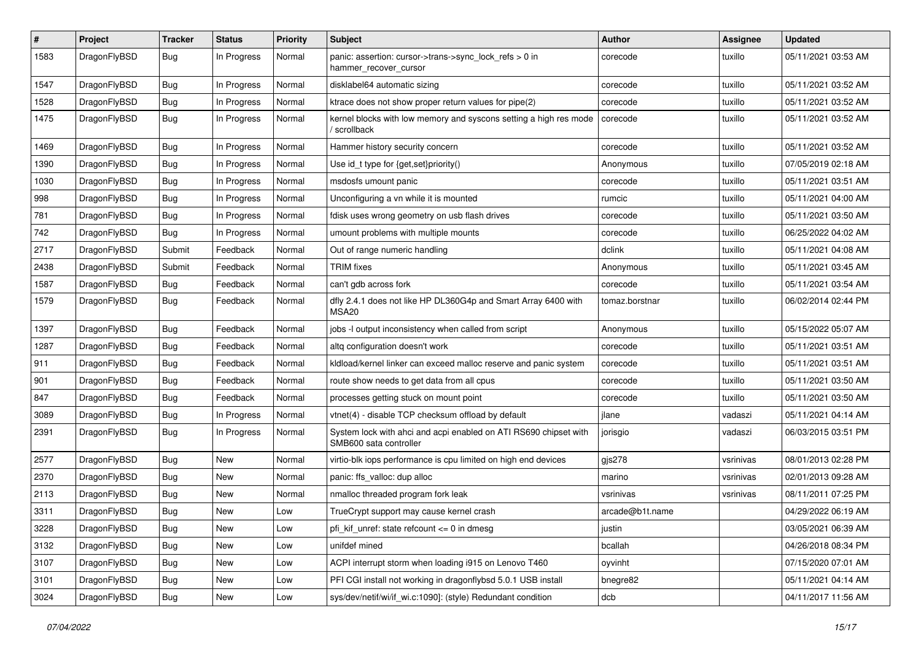| # | Project | Tracker | Status | Priority | Subject | Author | Assignee | Updated |
|---|---|---|---|---|---|---|---|---|
| 1583 | DragonFlyBSD | Bug | In Progress | Normal | panic: assertion: cursor->trans->sync_lock_refs > 0 in hammer_recover_cursor | corecode | tuxillo | 05/11/2021 03:53 AM |
| 1547 | DragonFlyBSD | Bug | In Progress | Normal | disklabel64 automatic sizing | corecode | tuxillo | 05/11/2021 03:52 AM |
| 1528 | DragonFlyBSD | Bug | In Progress | Normal | ktrace does not show proper return values for pipe(2) | corecode | tuxillo | 05/11/2021 03:52 AM |
| 1475 | DragonFlyBSD | Bug | In Progress | Normal | kernel blocks with low memory and syscons setting a high res mode / scrollback | corecode | tuxillo | 05/11/2021 03:52 AM |
| 1469 | DragonFlyBSD | Bug | In Progress | Normal | Hammer history security concern | corecode | tuxillo | 05/11/2021 03:52 AM |
| 1390 | DragonFlyBSD | Bug | In Progress | Normal | Use id_t type for {get,set}priority() | Anonymous | tuxillo | 07/05/2019 02:18 AM |
| 1030 | DragonFlyBSD | Bug | In Progress | Normal | msdosfs umount panic | corecode | tuxillo | 05/11/2021 03:51 AM |
| 998 | DragonFlyBSD | Bug | In Progress | Normal | Unconfiguring a vn while it is mounted | rumcic | tuxillo | 05/11/2021 04:00 AM |
| 781 | DragonFlyBSD | Bug | In Progress | Normal | fdisk uses wrong geometry on usb flash drives | corecode | tuxillo | 05/11/2021 03:50 AM |
| 742 | DragonFlyBSD | Bug | In Progress | Normal | umount problems with multiple mounts | corecode | tuxillo | 06/25/2022 04:02 AM |
| 2717 | DragonFlyBSD | Submit | Feedback | Normal | Out of range numeric handling | dclink | tuxillo | 05/11/2021 04:08 AM |
| 2438 | DragonFlyBSD | Submit | Feedback | Normal | TRIM fixes | Anonymous | tuxillo | 05/11/2021 03:45 AM |
| 1587 | DragonFlyBSD | Bug | Feedback | Normal | can't gdb across fork | corecode | tuxillo | 05/11/2021 03:54 AM |
| 1579 | DragonFlyBSD | Bug | Feedback | Normal | dfly 2.4.1 does not like HP DL360G4p and Smart Array 6400 with MSA20 | tomaz.borstnar | tuxillo | 06/02/2014 02:44 PM |
| 1397 | DragonFlyBSD | Bug | Feedback | Normal | jobs -l output inconsistency when called from script | Anonymous | tuxillo | 05/15/2022 05:07 AM |
| 1287 | DragonFlyBSD | Bug | Feedback | Normal | altq configuration doesn't work | corecode | tuxillo | 05/11/2021 03:51 AM |
| 911 | DragonFlyBSD | Bug | Feedback | Normal | kldload/kernel linker can exceed malloc reserve and panic system | corecode | tuxillo | 05/11/2021 03:51 AM |
| 901 | DragonFlyBSD | Bug | Feedback | Normal | route show needs to get data from all cpus | corecode | tuxillo | 05/11/2021 03:50 AM |
| 847 | DragonFlyBSD | Bug | Feedback | Normal | processes getting stuck on mount point | corecode | tuxillo | 05/11/2021 03:50 AM |
| 3089 | DragonFlyBSD | Bug | In Progress | Normal | vtnet(4) - disable TCP checksum offload by default | jlane | vadaszi | 05/11/2021 04:14 AM |
| 2391 | DragonFlyBSD | Bug | In Progress | Normal | System lock with ahci and acpi enabled on ATI RS690 chipset with SMB600 sata controller | jorisgio | vadaszi | 06/03/2015 03:51 PM |
| 2577 | DragonFlyBSD | Bug | New | Normal | virtio-blk iops performance is cpu limited on high end devices | gjs278 | vsrinivas | 08/01/2013 02:28 PM |
| 2370 | DragonFlyBSD | Bug | New | Normal | panic: ffs_valloc: dup alloc | marino | vsrinivas | 02/01/2013 09:28 AM |
| 2113 | DragonFlyBSD | Bug | New | Normal | nmalloc threaded program fork leak | vsrinivas | vsrinivas | 08/11/2011 07:25 PM |
| 3311 | DragonFlyBSD | Bug | New | Low | TrueCrypt support may cause kernel crash | arcade@b1t.name | | 04/29/2022 06:19 AM |
| 3228 | DragonFlyBSD | Bug | New | Low | pfi_kif_unref: state refcount <= 0 in dmesg | justin | | 03/05/2021 06:39 AM |
| 3132 | DragonFlyBSD | Bug | New | Low | unifdef mined | bcallah | | 04/26/2018 08:34 PM |
| 3107 | DragonFlyBSD | Bug | New | Low | ACPI interrupt storm when loading i915 on Lenovo T460 | oyvinht | | 07/15/2020 07:01 AM |
| 3101 | DragonFlyBSD | Bug | New | Low | PFI CGI install not working in dragonflybsd 5.0.1 USB install | bnegre82 | | 05/11/2021 04:14 AM |
| 3024 | DragonFlyBSD | Bug | New | Low | sys/dev/netif/wi/if_wi.c:1090]: (style) Redundant condition | dcb | | 04/11/2017 11:56 AM |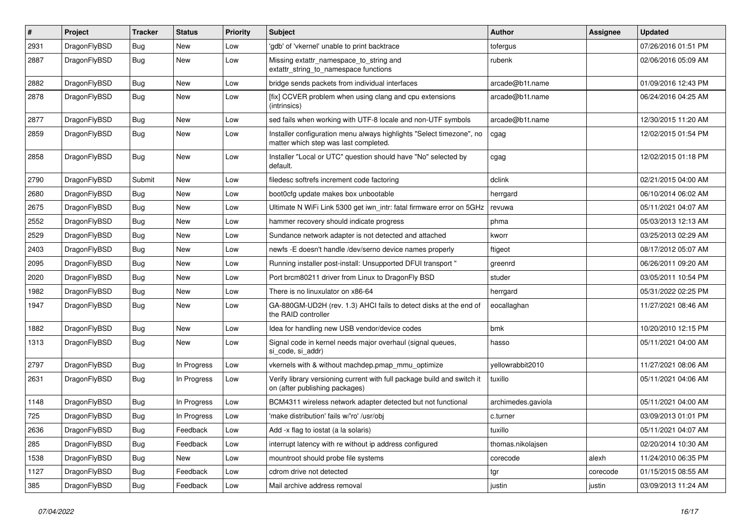| # | Project | Tracker | Status | Priority | Subject | Author | Assignee | Updated |
|---|---|---|---|---|---|---|---|---|
| 2931 | DragonFlyBSD | Bug | New | Low | 'gdb' of 'vkernel' unable to print backtrace | tofergus | | 07/26/2016 01:51 PM |
| 2887 | DragonFlyBSD | Bug | New | Low | Missing extattr_namespace_to_string and extattr_string_to_namespace functions | rubenk | | 02/06/2016 05:09 AM |
| 2882 | DragonFlyBSD | Bug | New | Low | bridge sends packets from individual interfaces | arcade@b1t.name | | 01/09/2016 12:43 PM |
| 2878 | DragonFlyBSD | Bug | New | Low | [fix] CCVER problem when using clang and cpu extensions (intrinsics) | arcade@b1t.name | | 06/24/2016 04:25 AM |
| 2877 | DragonFlyBSD | Bug | New | Low | sed fails when working with UTF-8 locale and non-UTF symbols | arcade@b1t.name | | 12/30/2015 11:20 AM |
| 2859 | DragonFlyBSD | Bug | New | Low | Installer configuration menu always highlights "Select timezone", no matter which step was last completed. | cgag | | 12/02/2015 01:54 PM |
| 2858 | DragonFlyBSD | Bug | New | Low | Installer "Local or UTC" question should have "No" selected by default. | cgag | | 12/02/2015 01:18 PM |
| 2790 | DragonFlyBSD | Submit | New | Low | filedesc softrefs increment code factoring | dclink | | 02/21/2015 04:00 AM |
| 2680 | DragonFlyBSD | Bug | New | Low | boot0cfg update makes box unbootable | herrgard | | 06/10/2014 06:02 AM |
| 2675 | DragonFlyBSD | Bug | New | Low | Ultimate N WiFi Link 5300 get iwn_intr: fatal firmware error on 5GHz | revuwa | | 05/11/2021 04:07 AM |
| 2552 | DragonFlyBSD | Bug | New | Low | hammer recovery should indicate progress | phma | | 05/03/2013 12:13 AM |
| 2529 | DragonFlyBSD | Bug | New | Low | Sundance network adapter is not detected and attached | kworr | | 03/25/2013 02:29 AM |
| 2403 | DragonFlyBSD | Bug | New | Low | newfs -E doesn't handle /dev/serno device names properly | ftigeot | | 08/17/2012 05:07 AM |
| 2095 | DragonFlyBSD | Bug | New | Low | Running installer post-install: Unsupported DFUI transport " | greenrd | | 06/26/2011 09:20 AM |
| 2020 | DragonFlyBSD | Bug | New | Low | Port brcm80211 driver from Linux to DragonFly BSD | studer | | 03/05/2011 10:54 PM |
| 1982 | DragonFlyBSD | Bug | New | Low | There is no linuxulator on x86-64 | herrgard | | 05/31/2022 02:25 PM |
| 1947 | DragonFlyBSD | Bug | New | Low | GA-880GM-UD2H (rev. 1.3) AHCI fails to detect disks at the end of the RAID controller | eocallaghan | | 11/27/2021 08:46 AM |
| 1882 | DragonFlyBSD | Bug | New | Low | Idea for handling new USB vendor/device codes | bmk | | 10/20/2010 12:15 PM |
| 1313 | DragonFlyBSD | Bug | New | Low | Signal code in kernel needs major overhaul (signal queues, si_code, si_addr) | hasso | | 05/11/2021 04:00 AM |
| 2797 | DragonFlyBSD | Bug | In Progress | Low | vkernels with & without machdep.pmap_mmu_optimize | yellowrabbit2010 | | 11/27/2021 08:06 AM |
| 2631 | DragonFlyBSD | Bug | In Progress | Low | Verify library versioning current with full package build and switch it on (after publishing packages) | tuxillo | | 05/11/2021 04:06 AM |
| 1148 | DragonFlyBSD | Bug | In Progress | Low | BCM4311 wireless network adapter detected but not functional | archimedes.gaviola | | 05/11/2021 04:00 AM |
| 725 | DragonFlyBSD | Bug | In Progress | Low | 'make distribution' fails w/'ro' /usr/obj | c.turner | | 03/09/2013 01:01 PM |
| 2636 | DragonFlyBSD | Bug | Feedback | Low | Add -x flag to iostat (a la solaris) | tuxillo | | 05/11/2021 04:07 AM |
| 285 | DragonFlyBSD | Bug | Feedback | Low | interrupt latency with re without ip address configured | thomas.nikolajsen | | 02/20/2014 10:30 AM |
| 1538 | DragonFlyBSD | Bug | New | Low | mountroot should probe file systems | corecode | alexh | 11/24/2010 06:35 PM |
| 1127 | DragonFlyBSD | Bug | Feedback | Low | cdrom drive not detected | tgr | corecode | 01/15/2015 08:55 AM |
| 385 | DragonFlyBSD | Bug | Feedback | Low | Mail archive address removal | justin | justin | 03/09/2013 11:24 AM |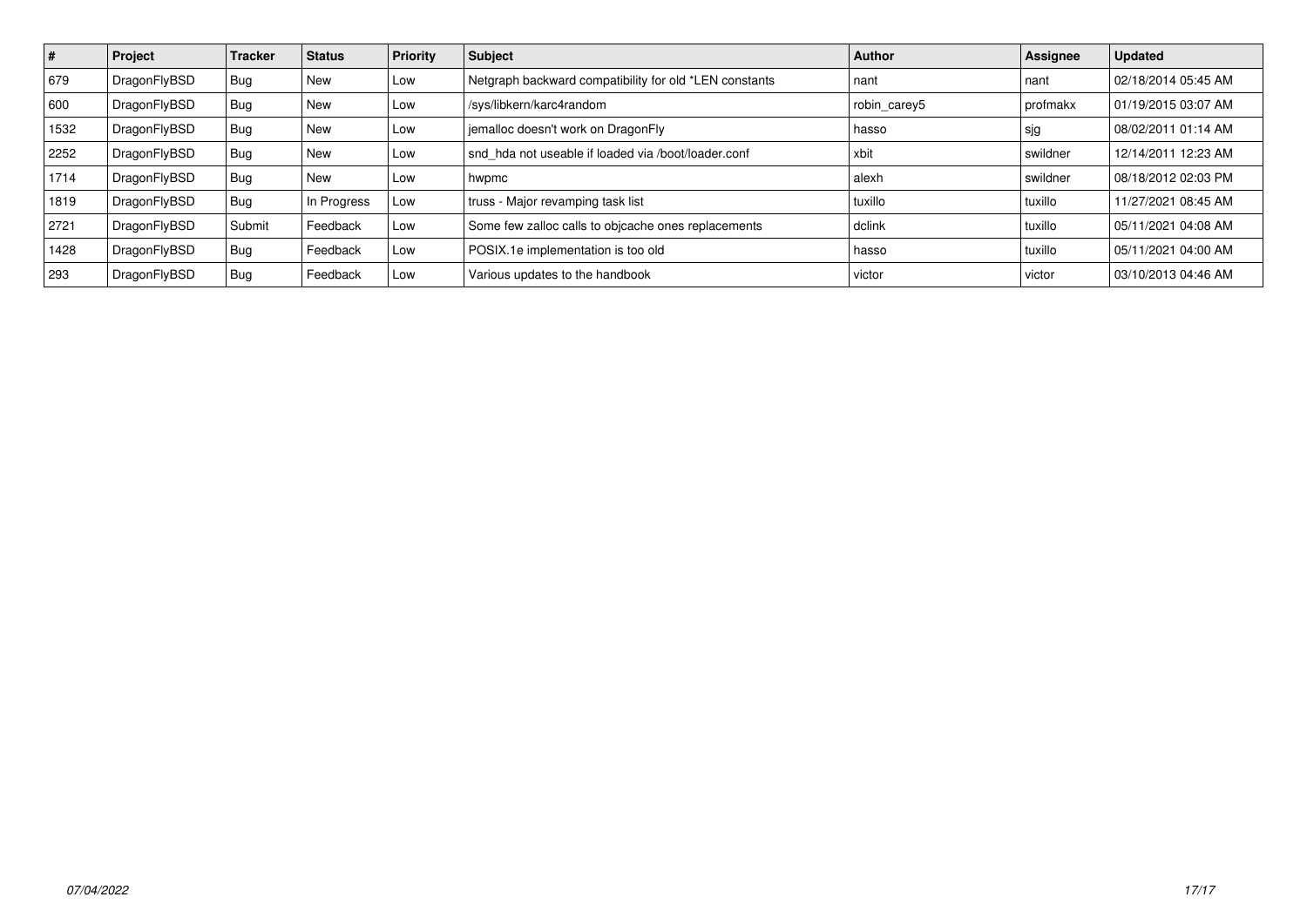| # | Project | Tracker | Status | Priority | Subject | Author | Assignee | Updated |
|---|---|---|---|---|---|---|---|---|
| 679 | DragonFlyBSD | Bug | New | Low | Netgraph backward compatibility for old *LEN constants | nant | nant | 02/18/2014 05:45 AM |
| 600 | DragonFlyBSD | Bug | New | Low | /sys/libkern/karc4random | robin_carey5 | profmakx | 01/19/2015 03:07 AM |
| 1532 | DragonFlyBSD | Bug | New | Low | jemalloc doesn't work on DragonFly | hasso | sjg | 08/02/2011 01:14 AM |
| 2252 | DragonFlyBSD | Bug | New | Low | snd_hda not useable if loaded via /boot/loader.conf | xbit | swildner | 12/14/2011 12:23 AM |
| 1714 | DragonFlyBSD | Bug | New | Low | hwpmc | alexh | swildner | 08/18/2012 02:03 PM |
| 1819 | DragonFlyBSD | Bug | In Progress | Low | truss - Major revamping task list | tuxillo | tuxillo | 11/27/2021 08:45 AM |
| 2721 | DragonFlyBSD | Submit | Feedback | Low | Some few zalloc calls to objcache ones replacements | dclink | tuxillo | 05/11/2021 04:08 AM |
| 1428 | DragonFlyBSD | Bug | Feedback | Low | POSIX.1e implementation is too old | hasso | tuxillo | 05/11/2021 04:00 AM |
| 293 | DragonFlyBSD | Bug | Feedback | Low | Various updates to the handbook | victor | victor | 03/10/2013 04:46 AM |